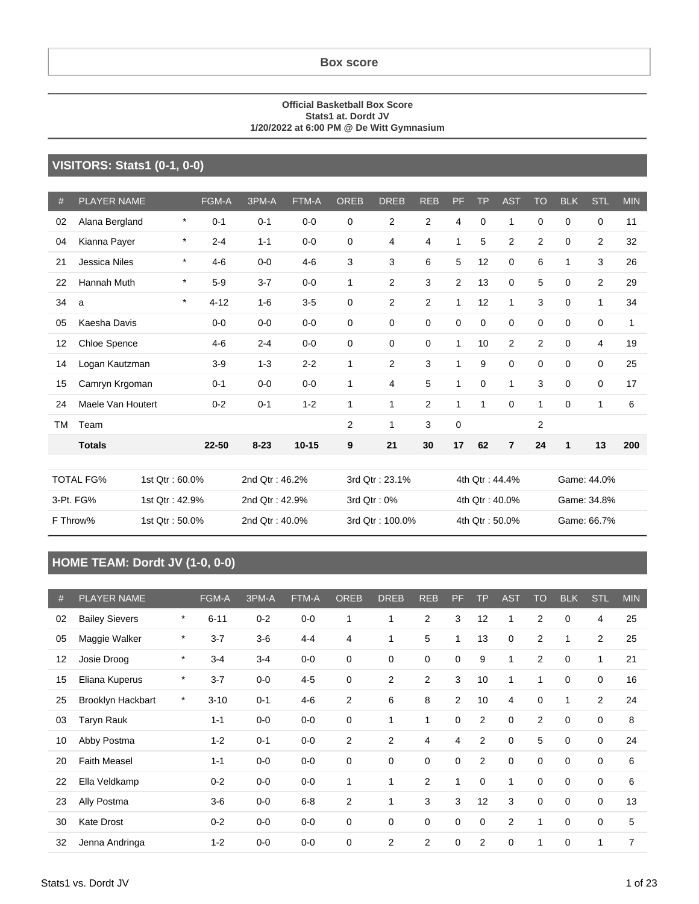# Box score

**Official Basketball Box Score**
**Stats1 at. Dordt JV**
**1/20/2022 at 6:00 PM @ De Witt Gymnasium**

## VISITORS: Stats1 (0-1, 0-0)

| # | PLAYER NAME | | FGM-A | 3PM-A | FTM-A | OREB | DREB | REB | PF | TP | AST | TO | BLK | STL | MIN |
|---|---|---|---|---|---|---|---|---|---|---|---|---|---|---|---|
| 02 | Alana Bergland | * | 0-1 | 0-1 | 0-0 | 0 | 2 | 2 | 4 | 0 | 1 | 0 | 0 | 0 | 11 |
| 04 | Kianna Payer | * | 2-4 | 1-1 | 0-0 | 0 | 4 | 4 | 1 | 5 | 2 | 2 | 0 | 2 | 32 |
| 21 | Jessica Niles | * | 4-6 | 0-0 | 4-6 | 3 | 3 | 6 | 5 | 12 | 0 | 6 | 1 | 3 | 26 |
| 22 | Hannah Muth | * | 5-9 | 3-7 | 0-0 | 1 | 2 | 3 | 2 | 13 | 0 | 5 | 0 | 2 | 29 |
| 34 | a | * | 4-12 | 1-6 | 3-5 | 0 | 2 | 2 | 1 | 12 | 1 | 3 | 0 | 1 | 34 |
| 05 | Kaesha Davis | | 0-0 | 0-0 | 0-0 | 0 | 0 | 0 | 0 | 0 | 0 | 0 | 0 | 0 | 1 |
| 12 | Chloe Spence | | 4-6 | 2-4 | 0-0 | 0 | 0 | 0 | 1 | 10 | 2 | 2 | 0 | 4 | 19 |
| 14 | Logan Kautzman | | 3-9 | 1-3 | 2-2 | 1 | 2 | 3 | 1 | 9 | 0 | 0 | 0 | 0 | 25 |
| 15 | Camryn Krgoman | | 0-1 | 0-0 | 0-0 | 1 | 4 | 5 | 1 | 0 | 1 | 3 | 0 | 0 | 17 |
| 24 | Maele Van Houtert | | 0-2 | 0-1 | 1-2 | 1 | 1 | 2 | 1 | 1 | 0 | 1 | 0 | 1 | 6 |
| TM | Team | | | | | 2 | 1 | 3 | 0 | | | 2 | | | |
| | **Totals** | | **22-50** | **8-23** | **10-15** | **9** | **21** | **30** | **17** | **62** | **7** | **24** | **1** | **13** | **200** |

| | | | | | |
|---|---|---|---|---|---|
| TOTAL FG% | 1st Qtr : 60.0% | 2nd Qtr : 46.2% | 3rd Qtr : 23.1% | 4th Qtr : 44.4% | Game: 44.0% |
| 3-Pt. FG% | 1st Qtr : 42.9% | 2nd Qtr : 42.9% | 3rd Qtr : 0% | 4th Qtr : 40.0% | Game: 34.8% |
| F Throw% | 1st Qtr : 50.0% | 2nd Qtr : 40.0% | 3rd Qtr : 100.0% | 4th Qtr : 50.0% | Game: 66.7% |

## HOME TEAM: Dordt JV (1-0, 0-0)

| # | PLAYER NAME | | FGM-A | 3PM-A | FTM-A | OREB | DREB | REB | PF | TP | AST | TO | BLK | STL | MIN |
|---|---|---|---|---|---|---|---|---|---|---|---|---|---|---|---|
| 02 | Bailey Sievers | * | 6-11 | 0-2 | 0-0 | 1 | 1 | 2 | 3 | 12 | 1 | 2 | 0 | 4 | 25 |
| 05 | Maggie Walker | * | 3-7 | 3-6 | 4-4 | 4 | 1 | 5 | 1 | 13 | 0 | 2 | 1 | 2 | 25 |
| 12 | Josie Droog | * | 3-4 | 3-4 | 0-0 | 0 | 0 | 0 | 0 | 9 | 1 | 2 | 0 | 1 | 21 |
| 15 | Eliana Kuperus | * | 3-7 | 0-0 | 4-5 | 0 | 2 | 2 | 3 | 10 | 1 | 1 | 0 | 0 | 16 |
| 25 | Brooklyn Hackbart | * | 3-10 | 0-1 | 4-6 | 2 | 6 | 8 | 2 | 10 | 4 | 0 | 1 | 2 | 24 |
| 03 | Taryn Rauk | | 1-1 | 0-0 | 0-0 | 0 | 1 | 1 | 0 | 2 | 0 | 2 | 0 | 0 | 8 |
| 10 | Abby Postma | | 1-2 | 0-1 | 0-0 | 2 | 2 | 4 | 4 | 2 | 0 | 5 | 0 | 0 | 24 |
| 20 | Faith Measel | | 1-1 | 0-0 | 0-0 | 0 | 0 | 0 | 0 | 2 | 0 | 0 | 0 | 0 | 6 |
| 22 | Ella Veldkamp | | 0-2 | 0-0 | 0-0 | 1 | 1 | 2 | 1 | 0 | 1 | 0 | 0 | 0 | 6 |
| 23 | Ally Postma | | 3-6 | 0-0 | 6-8 | 2 | 1 | 3 | 3 | 12 | 3 | 0 | 0 | 0 | 13 |
| 30 | Kate Drost | | 0-2 | 0-0 | 0-0 | 0 | 0 | 0 | 0 | 0 | 2 | 1 | 0 | 0 | 5 |
| 32 | Jenna Andringa | | 1-2 | 0-0 | 0-0 | 0 | 2 | 2 | 0 | 2 | 0 | 1 | 0 | 1 | 7 |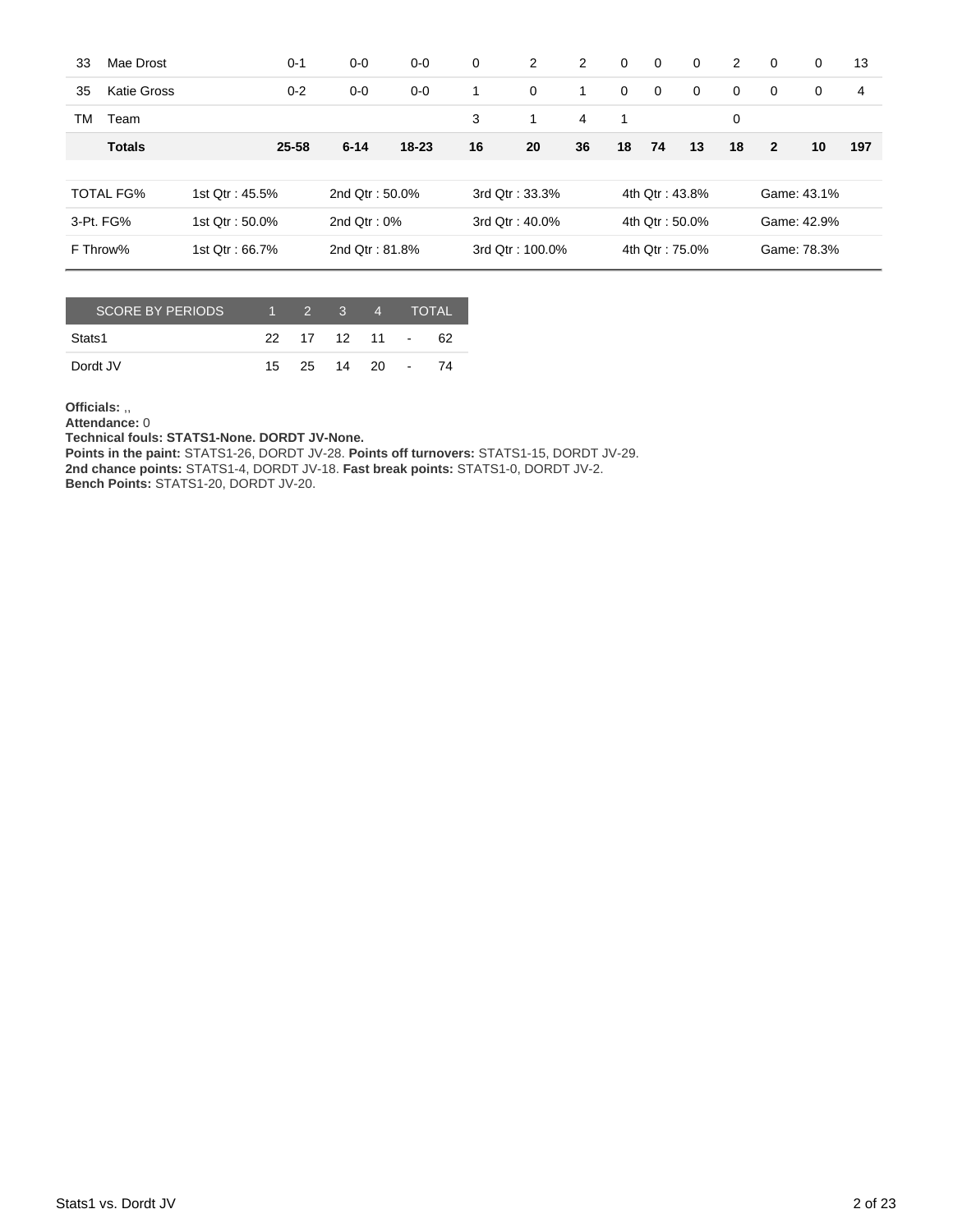| | | | | | | | | | | | | | | |
|---|---|---|---|---|---|---|---|---|---|---|---|---|---|---|
| 33 | Mae Drost | 0-1 | 0-0 | 0-0 | 0 | 2 | 2 | 0 | 0 | 0 | 2 | 0 | 0 | 13 |
| 35 | Katie Gross | 0-2 | 0-0 | 0-0 | 1 | 0 | 1 | 0 | 0 | 0 | 0 | 0 | 0 | 4 |
| TM | Team | | | | 3 | 1 | 4 | 1 | | | 0 | | | |
| | **Totals** | **25-58** | **6-14** | **18-23** | **16** | **20** | **36** | **18** | **74** | **13** | **18** | **2** | **10** | **197** |

| | | | | | |
|---|---|---|---|---|---|
| TOTAL FG% | 1st Qtr : 45.5% | 2nd Qtr : 50.0% | 3rd Qtr : 33.3% | 4th Qtr : 43.8% | Game: 43.1% |
| 3-Pt. FG% | 1st Qtr : 50.0% | 2nd Qtr : 0% | 3rd Qtr : 40.0% | 4th Qtr : 50.0% | Game: 42.9% |
| F Throw% | 1st Qtr : 66.7% | 2nd Qtr : 81.8% | 3rd Qtr : 100.0% | 4th Qtr : 75.0% | Game: 78.3% |

| SCORE BY PERIODS | 1 | 2 | 3 | 4 | | TOTAL |
|---|---|---|---|---|---|---|
| Stats1 | 22 | 17 | 12 | 11 | - | 62 |
| Dordt JV | 15 | 25 | 14 | 20 | - | 74 |

**Officials:** ,,
**Attendance:** 0
**Technical fouls: STATS1-None. DORDT JV-None.**
**Points in the paint:** STATS1-26, DORDT JV-28. **Points off turnovers:** STATS1-15, DORDT JV-29.
**2nd chance points:** STATS1-4, DORDT JV-18. **Fast break points:** STATS1-0, DORDT JV-2.
**Bench Points:** STATS1-20, DORDT JV-20.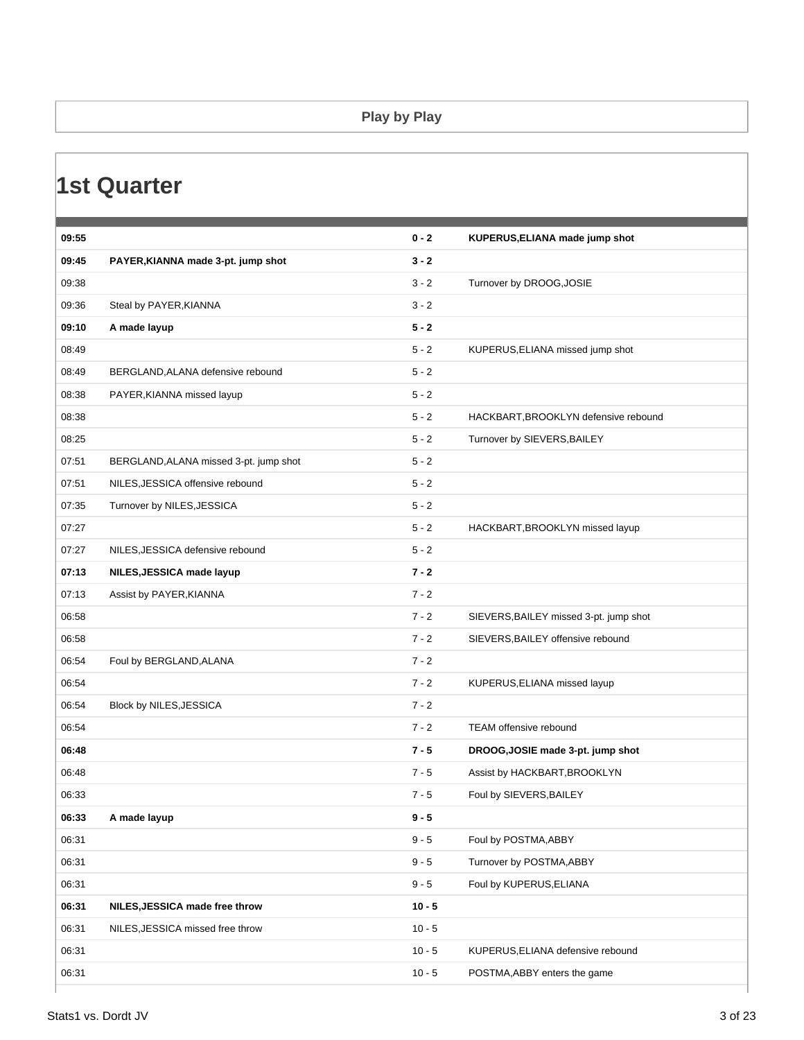## Play by Play

# 1st Quarter

| Time | Home | Score | Away |
|---|---|---|---|
| **09:55** | | **0 - 2** | **KUPERUS,ELIANA made jump shot** |
| **09:45** | **PAYER,KIANNA made 3-pt. jump shot** | **3 - 2** | |
| 09:38 | | 3 - 2 | Turnover by DROOG,JOSIE |
| 09:36 | Steal by PAYER,KIANNA | 3 - 2 | |
| **09:10** | **A made layup** | **5 - 2** | |
| 08:49 | | 5 - 2 | KUPERUS,ELIANA missed jump shot |
| 08:49 | BERGLAND,ALANA defensive rebound | 5 - 2 | |
| 08:38 | PAYER,KIANNA missed layup | 5 - 2 | |
| 08:38 | | 5 - 2 | HACKBART,BROOKLYN defensive rebound |
| 08:25 | | 5 - 2 | Turnover by SIEVERS,BAILEY |
| 07:51 | BERGLAND,ALANA missed 3-pt. jump shot | 5 - 2 | |
| 07:51 | NILES,JESSICA offensive rebound | 5 - 2 | |
| 07:35 | Turnover by NILES,JESSICA | 5 - 2 | |
| 07:27 | | 5 - 2 | HACKBART,BROOKLYN missed layup |
| 07:27 | NILES,JESSICA defensive rebound | 5 - 2 | |
| **07:13** | **NILES,JESSICA made layup** | **7 - 2** | |
| 07:13 | Assist by PAYER,KIANNA | 7 - 2 | |
| 06:58 | | 7 - 2 | SIEVERS,BAILEY missed 3-pt. jump shot |
| 06:58 | | 7 - 2 | SIEVERS,BAILEY offensive rebound |
| 06:54 | Foul by BERGLAND,ALANA | 7 - 2 | |
| 06:54 | | 7 - 2 | KUPERUS,ELIANA missed layup |
| 06:54 | Block by NILES,JESSICA | 7 - 2 | |
| 06:54 | | 7 - 2 | TEAM offensive rebound |
| **06:48** | | **7 - 5** | **DROOG,JOSIE made 3-pt. jump shot** |
| 06:48 | | 7 - 5 | Assist by HACKBART,BROOKLYN |
| 06:33 | | 7 - 5 | Foul by SIEVERS,BAILEY |
| **06:33** | **A made layup** | **9 - 5** | |
| 06:31 | | 9 - 5 | Foul by POSTMA,ABBY |
| 06:31 | | 9 - 5 | Turnover by POSTMA,ABBY |
| 06:31 | | 9 - 5 | Foul by KUPERUS,ELIANA |
| **06:31** | **NILES,JESSICA made free throw** | **10 - 5** | |
| 06:31 | NILES,JESSICA missed free throw | 10 - 5 | |
| 06:31 | | 10 - 5 | KUPERUS,ELIANA defensive rebound |
| 06:31 | | 10 - 5 | POSTMA,ABBY enters the game |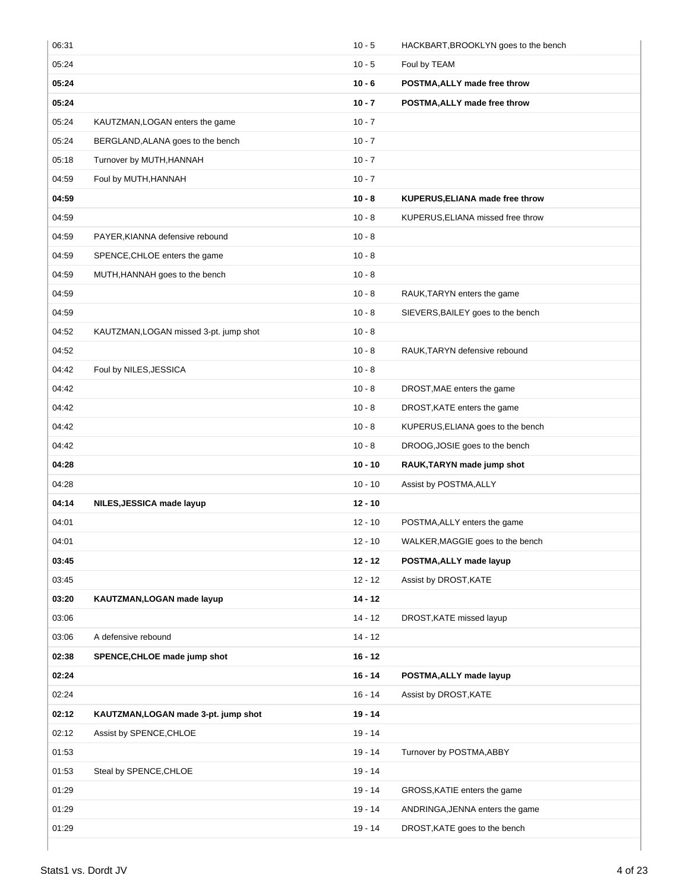| Time | Home | Score | Visitor |
| --- | --- | --- | --- |
| 06:31 | | 10 - 5 | HACKBART,BROOKLYN goes to the bench |
| 05:24 | | 10 - 5 | Foul by TEAM |
| **05:24** | | **10 - 6** | **POSTMA,ALLY made free throw** |
| **05:24** | | **10 - 7** | **POSTMA,ALLY made free throw** |
| 05:24 | KAUTZMAN,LOGAN enters the game | 10 - 7 | |
| 05:24 | BERGLAND,ALANA goes to the bench | 10 - 7 | |
| 05:18 | Turnover by MUTH,HANNAH | 10 - 7 | |
| 04:59 | Foul by MUTH,HANNAH | 10 - 7 | |
| **04:59** | | **10 - 8** | **KUPERUS,ELIANA made free throw** |
| 04:59 | | 10 - 8 | KUPERUS,ELIANA missed free throw |
| 04:59 | PAYER,KIANNA defensive rebound | 10 - 8 | |
| 04:59 | SPENCE,CHLOE enters the game | 10 - 8 | |
| 04:59 | MUTH,HANNAH goes to the bench | 10 - 8 | |
| 04:59 | | 10 - 8 | RAUK,TARYN enters the game |
| 04:59 | | 10 - 8 | SIEVERS,BAILEY goes to the bench |
| 04:52 | KAUTZMAN,LOGAN missed 3-pt. jump shot | 10 - 8 | |
| 04:52 | | 10 - 8 | RAUK,TARYN defensive rebound |
| 04:42 | Foul by NILES,JESSICA | 10 - 8 | |
| 04:42 | | 10 - 8 | DROST,MAE enters the game |
| 04:42 | | 10 - 8 | DROST,KATE enters the game |
| 04:42 | | 10 - 8 | KUPERUS,ELIANA goes to the bench |
| 04:42 | | 10 - 8 | DROOG,JOSIE goes to the bench |
| **04:28** | | **10 - 10** | **RAUK,TARYN made jump shot** |
| 04:28 | | 10 - 10 | Assist by POSTMA,ALLY |
| **04:14** | **NILES,JESSICA made layup** | **12 - 10** | |
| 04:01 | | 12 - 10 | POSTMA,ALLY enters the game |
| 04:01 | | 12 - 10 | WALKER,MAGGIE goes to the bench |
| **03:45** | | **12 - 12** | **POSTMA,ALLY made layup** |
| 03:45 | | 12 - 12 | Assist by DROST,KATE |
| **03:20** | **KAUTZMAN,LOGAN made layup** | **14 - 12** | |
| 03:06 | | 14 - 12 | DROST,KATE missed layup |
| 03:06 | A defensive rebound | 14 - 12 | |
| **02:38** | **SPENCE,CHLOE made jump shot** | **16 - 12** | |
| **02:24** | | **16 - 14** | **POSTMA,ALLY made layup** |
| 02:24 | | 16 - 14 | Assist by DROST,KATE |
| **02:12** | **KAUTZMAN,LOGAN made 3-pt. jump shot** | **19 - 14** | |
| 02:12 | Assist by SPENCE,CHLOE | 19 - 14 | |
| 01:53 | | 19 - 14 | Turnover by POSTMA,ABBY |
| 01:53 | Steal by SPENCE,CHLOE | 19 - 14 | |
| 01:29 | | 19 - 14 | GROSS,KATIE enters the game |
| 01:29 | | 19 - 14 | ANDRINGA,JENNA enters the game |
| 01:29 | | 19 - 14 | DROST,KATE goes to the bench |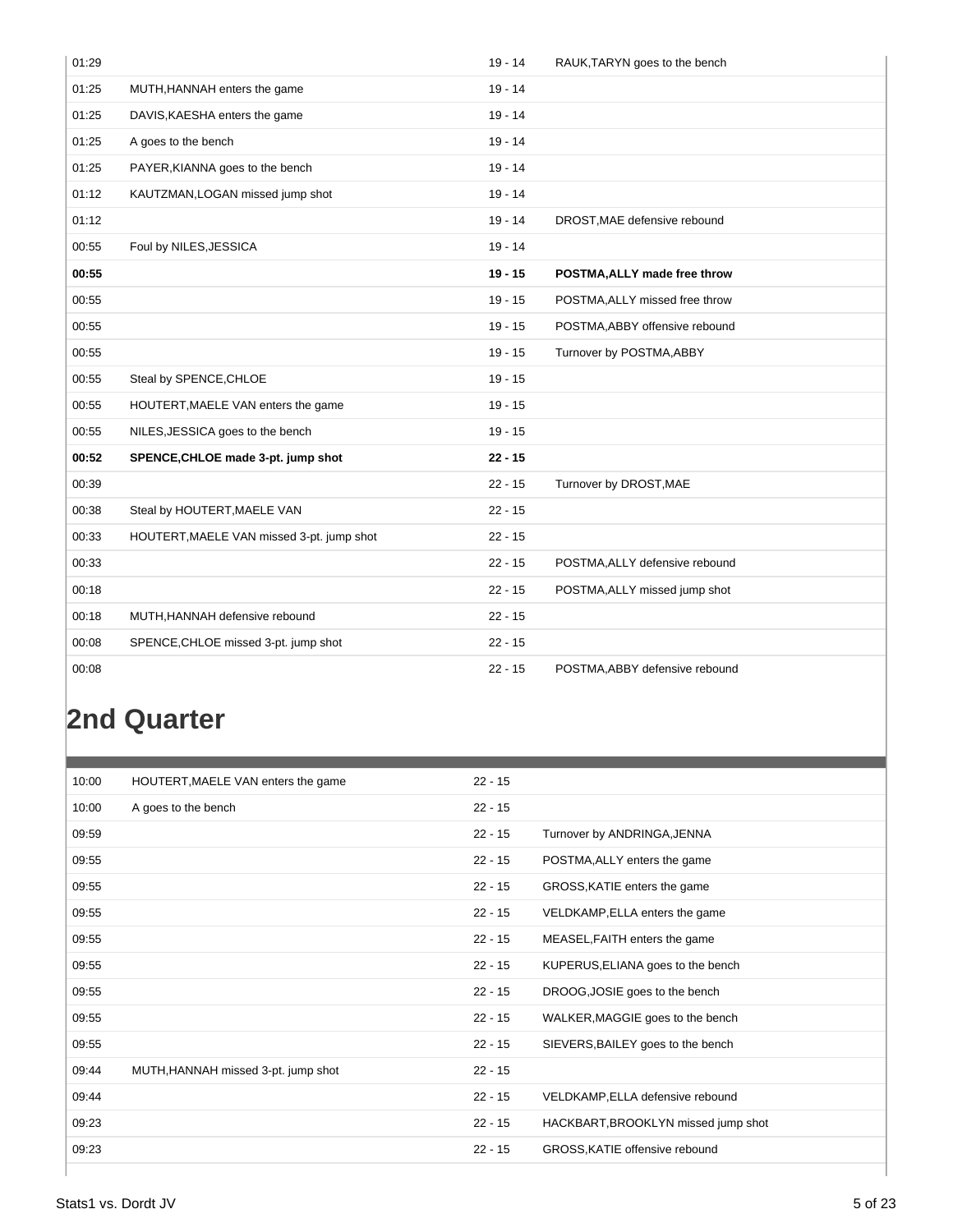| | | | |
|---|---|---|---|
| 01:29 | | 19 - 14 | RAUK,TARYN goes to the bench |
| 01:25 | MUTH,HANNAH enters the game | 19 - 14 | |
| 01:25 | DAVIS,KAESHA enters the game | 19 - 14 | |
| 01:25 | A goes to the bench | 19 - 14 | |
| 01:25 | PAYER,KIANNA goes to the bench | 19 - 14 | |
| 01:12 | KAUTZMAN,LOGAN missed jump shot | 19 - 14 | |
| 01:12 | | 19 - 14 | DROST,MAE defensive rebound |
| 00:55 | Foul by NILES,JESSICA | 19 - 14 | |
| **00:55** | | **19 - 15** | **POSTMA,ALLY made free throw** |
| 00:55 | | 19 - 15 | POSTMA,ALLY missed free throw |
| 00:55 | | 19 - 15 | POSTMA,ABBY offensive rebound |
| 00:55 | | 19 - 15 | Turnover by POSTMA,ABBY |
| 00:55 | Steal by SPENCE,CHLOE | 19 - 15 | |
| 00:55 | HOUTERT,MAELE VAN enters the game | 19 - 15 | |
| 00:55 | NILES,JESSICA goes to the bench | 19 - 15 | |
| **00:52** | **SPENCE,CHLOE made 3-pt. jump shot** | **22 - 15** | |
| 00:39 | | 22 - 15 | Turnover by DROST,MAE |
| 00:38 | Steal by HOUTERT,MAELE VAN | 22 - 15 | |
| 00:33 | HOUTERT,MAELE VAN missed 3-pt. jump shot | 22 - 15 | |
| 00:33 | | 22 - 15 | POSTMA,ALLY defensive rebound |
| 00:18 | | 22 - 15 | POSTMA,ALLY missed jump shot |
| 00:18 | MUTH,HANNAH defensive rebound | 22 - 15 | |
| 00:08 | SPENCE,CHLOE missed 3-pt. jump shot | 22 - 15 | |
| 00:08 | | 22 - 15 | POSTMA,ABBY defensive rebound |

## 2nd Quarter

| | | | |
|---|---|---|---|
| 10:00 | HOUTERT,MAELE VAN enters the game | 22 - 15 | |
| 10:00 | A goes to the bench | 22 - 15 | |
| 09:59 | | 22 - 15 | Turnover by ANDRINGA,JENNA |
| 09:55 | | 22 - 15 | POSTMA,ALLY enters the game |
| 09:55 | | 22 - 15 | GROSS,KATIE enters the game |
| 09:55 | | 22 - 15 | VELDKAMP,ELLA enters the game |
| 09:55 | | 22 - 15 | MEASEL,FAITH enters the game |
| 09:55 | | 22 - 15 | KUPERUS,ELIANA goes to the bench |
| 09:55 | | 22 - 15 | DROOG,JOSIE goes to the bench |
| 09:55 | | 22 - 15 | WALKER,MAGGIE goes to the bench |
| 09:55 | | 22 - 15 | SIEVERS,BAILEY goes to the bench |
| 09:44 | MUTH,HANNAH missed 3-pt. jump shot | 22 - 15 | |
| 09:44 | | 22 - 15 | VELDKAMP,ELLA defensive rebound |
| 09:23 | | 22 - 15 | HACKBART,BROOKLYN missed jump shot |
| 09:23 | | 22 - 15 | GROSS,KATIE offensive rebound |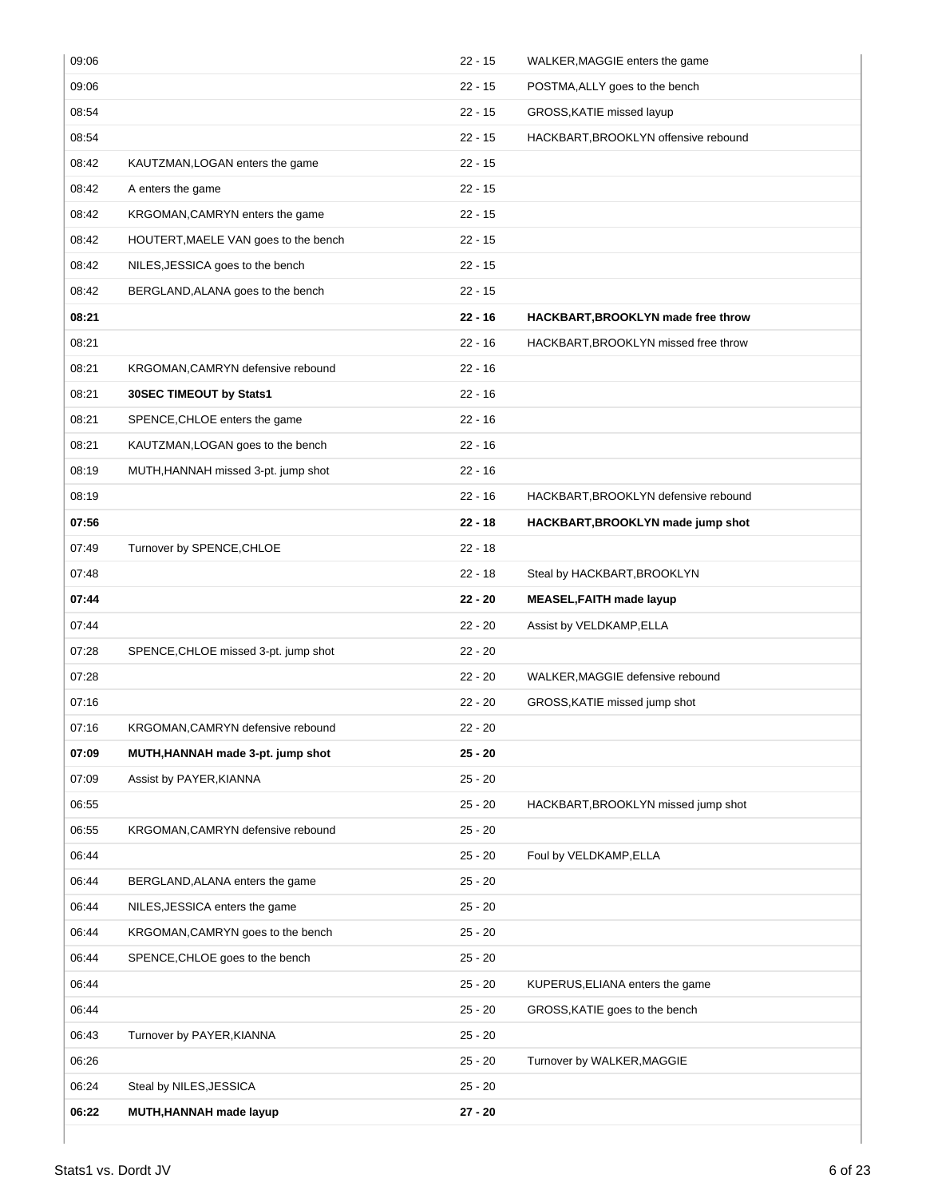| Time | Stats1 | Score | Dordt JV |
|---|---|---|---|
| 09:06 | | 22 - 15 | WALKER,MAGGIE enters the game |
| 09:06 | | 22 - 15 | POSTMA,ALLY goes to the bench |
| 08:54 | | 22 - 15 | GROSS,KATIE missed layup |
| 08:54 | | 22 - 15 | HACKBART,BROOKLYN offensive rebound |
| 08:42 | KAUTZMAN,LOGAN enters the game | 22 - 15 | |
| 08:42 | A enters the game | 22 - 15 | |
| 08:42 | KRGOMAN,CAMRYN enters the game | 22 - 15 | |
| 08:42 | HOUTERT,MAELE VAN goes to the bench | 22 - 15 | |
| 08:42 | NILES,JESSICA goes to the bench | 22 - 15 | |
| 08:42 | BERGLAND,ALANA goes to the bench | 22 - 15 | |
| **08:21** | | **22 - 16** | **HACKBART,BROOKLYN made free throw** |
| 08:21 | | 22 - 16 | HACKBART,BROOKLYN missed free throw |
| 08:21 | KRGOMAN,CAMRYN defensive rebound | 22 - 16 | |
| 08:21 | **30SEC TIMEOUT by Stats1** | 22 - 16 | |
| 08:21 | SPENCE,CHLOE enters the game | 22 - 16 | |
| 08:21 | KAUTZMAN,LOGAN goes to the bench | 22 - 16 | |
| 08:19 | MUTH,HANNAH missed 3-pt. jump shot | 22 - 16 | |
| 08:19 | | 22 - 16 | HACKBART,BROOKLYN defensive rebound |
| **07:56** | | **22 - 18** | **HACKBART,BROOKLYN made jump shot** |
| 07:49 | Turnover by SPENCE,CHLOE | 22 - 18 | |
| 07:48 | | 22 - 18 | Steal by HACKBART,BROOKLYN |
| **07:44** | | **22 - 20** | **MEASEL,FAITH made layup** |
| 07:44 | | 22 - 20 | Assist by VELDKAMP,ELLA |
| 07:28 | SPENCE,CHLOE missed 3-pt. jump shot | 22 - 20 | |
| 07:28 | | 22 - 20 | WALKER,MAGGIE defensive rebound |
| 07:16 | | 22 - 20 | GROSS,KATIE missed jump shot |
| 07:16 | KRGOMAN,CAMRYN defensive rebound | 22 - 20 | |
| **07:09** | **MUTH,HANNAH made 3-pt. jump shot** | **25 - 20** | |
| 07:09 | Assist by PAYER,KIANNA | 25 - 20 | |
| 06:55 | | 25 - 20 | HACKBART,BROOKLYN missed jump shot |
| 06:55 | KRGOMAN,CAMRYN defensive rebound | 25 - 20 | |
| 06:44 | | 25 - 20 | Foul by VELDKAMP,ELLA |
| 06:44 | BERGLAND,ALANA enters the game | 25 - 20 | |
| 06:44 | NILES,JESSICA enters the game | 25 - 20 | |
| 06:44 | KRGOMAN,CAMRYN goes to the bench | 25 - 20 | |
| 06:44 | SPENCE,CHLOE goes to the bench | 25 - 20 | |
| 06:44 | | 25 - 20 | KUPERUS,ELIANA enters the game |
| 06:44 | | 25 - 20 | GROSS,KATIE goes to the bench |
| 06:43 | Turnover by PAYER,KIANNA | 25 - 20 | |
| 06:26 | | 25 - 20 | Turnover by WALKER,MAGGIE |
| 06:24 | Steal by NILES,JESSICA | 25 - 20 | |
| **06:22** | **MUTH,HANNAH made layup** | **27 - 20** | |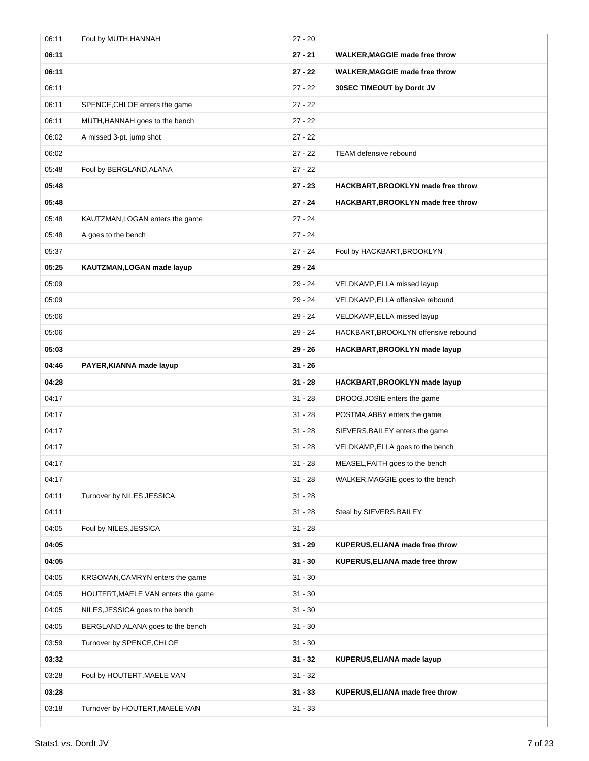| | | | |
|---|---|---|---|
| 06:11 | Foul by MUTH,HANNAH | 27 - 20 | |
| **06:11** | | **27 - 21** | **WALKER,MAGGIE made free throw** |
| **06:11** | | **27 - 22** | **WALKER,MAGGIE made free throw** |
| 06:11 | | 27 - 22 | **30SEC TIMEOUT by Dordt JV** |
| 06:11 | SPENCE,CHLOE enters the game | 27 - 22 | |
| 06:11 | MUTH,HANNAH goes to the bench | 27 - 22 | |
| 06:02 | A missed 3-pt. jump shot | 27 - 22 | |
| 06:02 | | 27 - 22 | TEAM defensive rebound |
| 05:48 | Foul by BERGLAND,ALANA | 27 - 22 | |
| **05:48** | | **27 - 23** | **HACKBART,BROOKLYN made free throw** |
| **05:48** | | **27 - 24** | **HACKBART,BROOKLYN made free throw** |
| 05:48 | KAUTZMAN,LOGAN enters the game | 27 - 24 | |
| 05:48 | A goes to the bench | 27 - 24 | |
| 05:37 | | 27 - 24 | Foul by HACKBART,BROOKLYN |
| **05:25** | **KAUTZMAN,LOGAN made layup** | **29 - 24** | |
| 05:09 | | 29 - 24 | VELDKAMP,ELLA missed layup |
| 05:09 | | 29 - 24 | VELDKAMP,ELLA offensive rebound |
| 05:06 | | 29 - 24 | VELDKAMP,ELLA missed layup |
| 05:06 | | 29 - 24 | HACKBART,BROOKLYN offensive rebound |
| **05:03** | | **29 - 26** | **HACKBART,BROOKLYN made layup** |
| **04:46** | **PAYER,KIANNA made layup** | **31 - 26** | |
| **04:28** | | **31 - 28** | **HACKBART,BROOKLYN made layup** |
| 04:17 | | 31 - 28 | DROOG,JOSIE enters the game |
| 04:17 | | 31 - 28 | POSTMA,ABBY enters the game |
| 04:17 | | 31 - 28 | SIEVERS,BAILEY enters the game |
| 04:17 | | 31 - 28 | VELDKAMP,ELLA goes to the bench |
| 04:17 | | 31 - 28 | MEASEL,FAITH goes to the bench |
| 04:17 | | 31 - 28 | WALKER,MAGGIE goes to the bench |
| 04:11 | Turnover by NILES,JESSICA | 31 - 28 | |
| 04:11 | | 31 - 28 | Steal by SIEVERS,BAILEY |
| 04:05 | Foul by NILES,JESSICA | 31 - 28 | |
| **04:05** | | **31 - 29** | **KUPERUS,ELIANA made free throw** |
| **04:05** | | **31 - 30** | **KUPERUS,ELIANA made free throw** |
| 04:05 | KRGOMAN,CAMRYN enters the game | 31 - 30 | |
| 04:05 | HOUTERT,MAELE VAN enters the game | 31 - 30 | |
| 04:05 | NILES,JESSICA goes to the bench | 31 - 30 | |
| 04:05 | BERGLAND,ALANA goes to the bench | 31 - 30 | |
| 03:59 | Turnover by SPENCE,CHLOE | 31 - 30 | |
| **03:32** | | **31 - 32** | **KUPERUS,ELIANA made layup** |
| 03:28 | Foul by HOUTERT,MAELE VAN | 31 - 32 | |
| **03:28** | | **31 - 33** | **KUPERUS,ELIANA made free throw** |
| 03:18 | Turnover by HOUTERT,MAELE VAN | 31 - 33 | |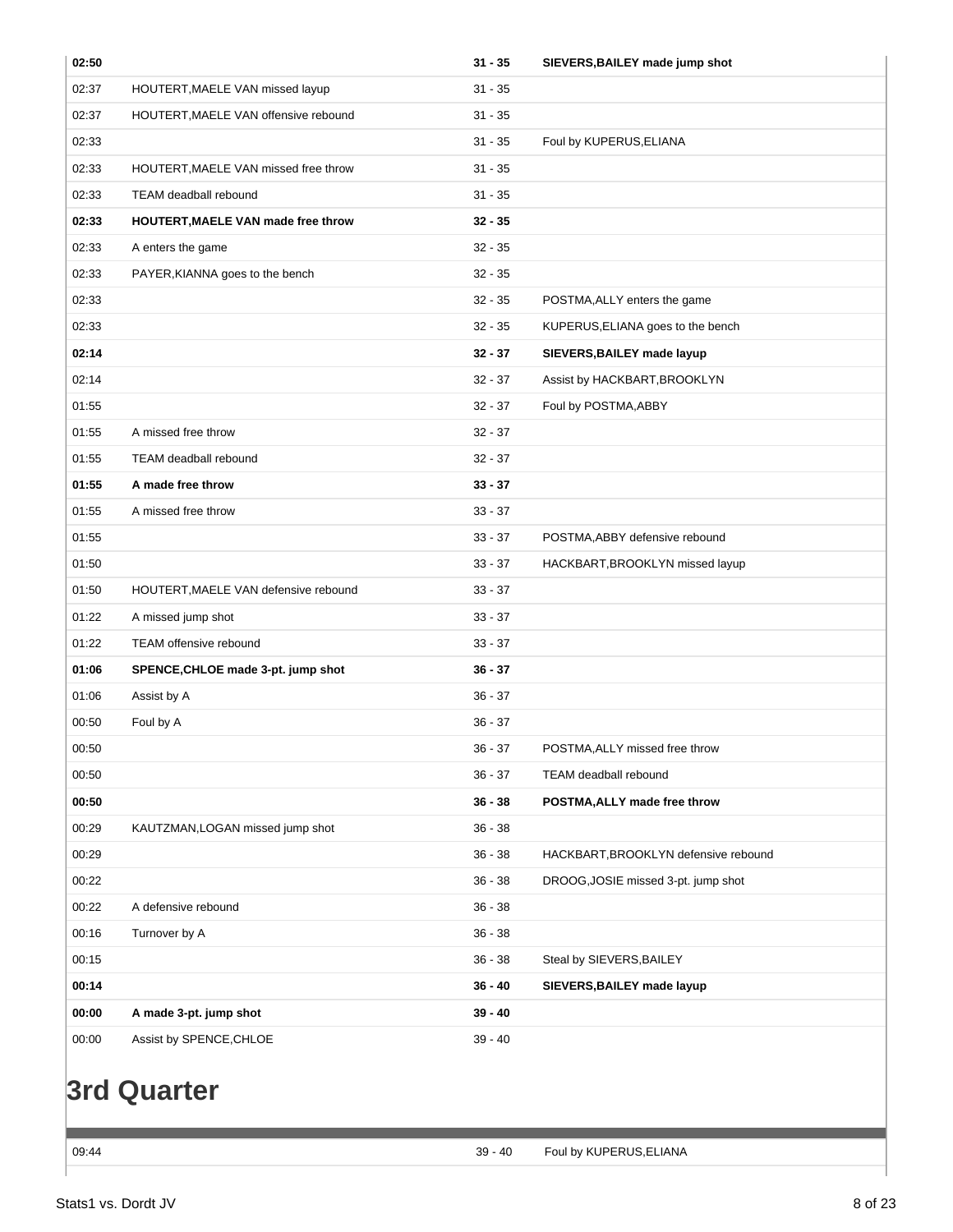| | | | |
|---|---|---|---|
| **02:50** | | **31 - 35** | **SIEVERS,BAILEY made jump shot** |
| 02:37 | HOUTERT,MAELE VAN missed layup | 31 - 35 | |
| 02:37 | HOUTERT,MAELE VAN offensive rebound | 31 - 35 | |
| 02:33 | | 31 - 35 | Foul by KUPERUS,ELIANA |
| 02:33 | HOUTERT,MAELE VAN missed free throw | 31 - 35 | |
| 02:33 | TEAM deadball rebound | 31 - 35 | |
| **02:33** | **HOUTERT,MAELE VAN made free throw** | **32 - 35** | |
| 02:33 | A enters the game | 32 - 35 | |
| 02:33 | PAYER,KIANNA goes to the bench | 32 - 35 | |
| 02:33 | | 32 - 35 | POSTMA,ALLY enters the game |
| 02:33 | | 32 - 35 | KUPERUS,ELIANA goes to the bench |
| **02:14** | | **32 - 37** | **SIEVERS,BAILEY made layup** |
| 02:14 | | 32 - 37 | Assist by HACKBART,BROOKLYN |
| 01:55 | | 32 - 37 | Foul by POSTMA,ABBY |
| 01:55 | A missed free throw | 32 - 37 | |
| 01:55 | TEAM deadball rebound | 32 - 37 | |
| **01:55** | **A made free throw** | **33 - 37** | |
| 01:55 | A missed free throw | 33 - 37 | |
| 01:55 | | 33 - 37 | POSTMA,ABBY defensive rebound |
| 01:50 | | 33 - 37 | HACKBART,BROOKLYN missed layup |
| 01:50 | HOUTERT,MAELE VAN defensive rebound | 33 - 37 | |
| 01:22 | A missed jump shot | 33 - 37 | |
| 01:22 | TEAM offensive rebound | 33 - 37 | |
| **01:06** | **SPENCE,CHLOE made 3-pt. jump shot** | **36 - 37** | |
| 01:06 | Assist by A | 36 - 37 | |
| 00:50 | Foul by A | 36 - 37 | |
| 00:50 | | 36 - 37 | POSTMA,ALLY missed free throw |
| 00:50 | | 36 - 37 | TEAM deadball rebound |
| **00:50** | | **36 - 38** | **POSTMA,ALLY made free throw** |
| 00:29 | KAUTZMAN,LOGAN missed jump shot | 36 - 38 | |
| 00:29 | | 36 - 38 | HACKBART,BROOKLYN defensive rebound |
| 00:22 | | 36 - 38 | DROOG,JOSIE missed 3-pt. jump shot |
| 00:22 | A defensive rebound | 36 - 38 | |
| 00:16 | Turnover by A | 36 - 38 | |
| 00:15 | | 36 - 38 | Steal by SIEVERS,BAILEY |
| **00:14** | | **36 - 40** | **SIEVERS,BAILEY made layup** |
| **00:00** | **A made 3-pt. jump shot** | **39 - 40** | |
| 00:00 | Assist by SPENCE,CHLOE | 39 - 40 | |

# 3rd Quarter

| | | | |
|---|---|---|---|
| 09:44 | | 39 - 40 | Foul by KUPERUS,ELIANA |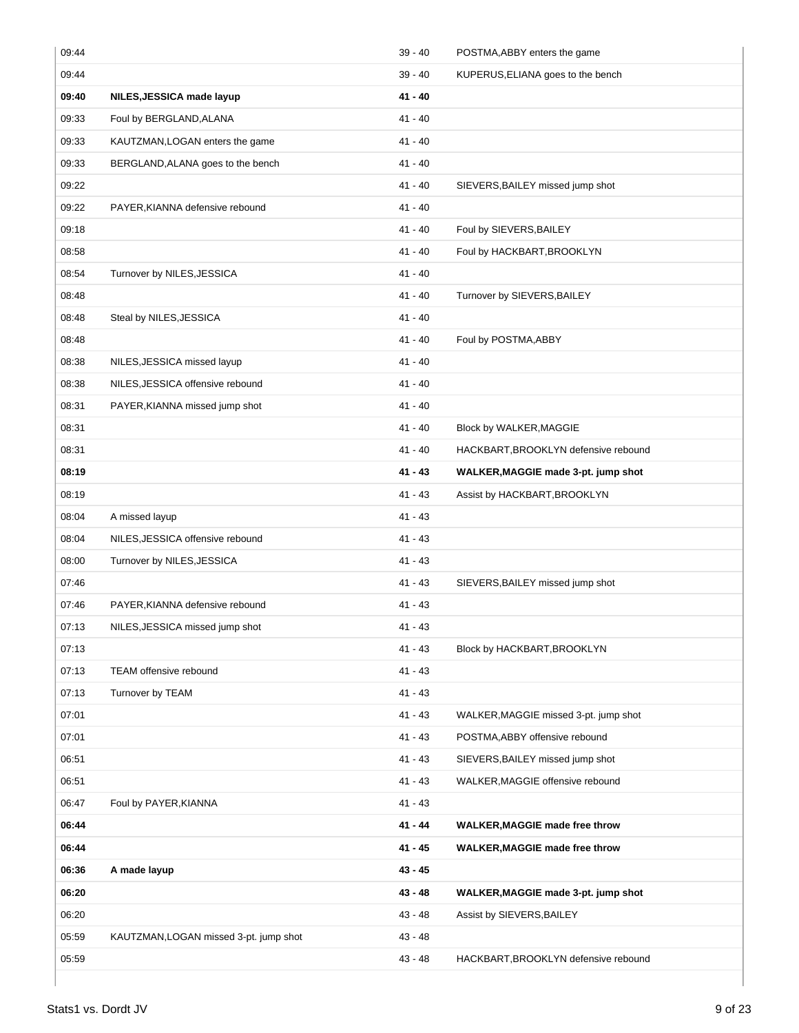| | | | |
|---|---|---|---|
| 09:44 | | 39 - 40 | POSTMA,ABBY enters the game |
| 09:44 | | 39 - 40 | KUPERUS,ELIANA goes to the bench |
| **09:40** | **NILES,JESSICA made layup** | **41 - 40** | |
| 09:33 | Foul by BERGLAND,ALANA | 41 - 40 | |
| 09:33 | KAUTZMAN,LOGAN enters the game | 41 - 40 | |
| 09:33 | BERGLAND,ALANA goes to the bench | 41 - 40 | |
| 09:22 | | 41 - 40 | SIEVERS,BAILEY missed jump shot |
| 09:22 | PAYER,KIANNA defensive rebound | 41 - 40 | |
| 09:18 | | 41 - 40 | Foul by SIEVERS,BAILEY |
| 08:58 | | 41 - 40 | Foul by HACKBART,BROOKLYN |
| 08:54 | Turnover by NILES,JESSICA | 41 - 40 | |
| 08:48 | | 41 - 40 | Turnover by SIEVERS,BAILEY |
| 08:48 | Steal by NILES,JESSICA | 41 - 40 | |
| 08:48 | | 41 - 40 | Foul by POSTMA,ABBY |
| 08:38 | NILES,JESSICA missed layup | 41 - 40 | |
| 08:38 | NILES,JESSICA offensive rebound | 41 - 40 | |
| 08:31 | PAYER,KIANNA missed jump shot | 41 - 40 | |
| 08:31 | | 41 - 40 | Block by WALKER,MAGGIE |
| 08:31 | | 41 - 40 | HACKBART,BROOKLYN defensive rebound |
| **08:19** | | **41 - 43** | **WALKER,MAGGIE made 3-pt. jump shot** |
| 08:19 | | 41 - 43 | Assist by HACKBART,BROOKLYN |
| 08:04 | A missed layup | 41 - 43 | |
| 08:04 | NILES,JESSICA offensive rebound | 41 - 43 | |
| 08:00 | Turnover by NILES,JESSICA | 41 - 43 | |
| 07:46 | | 41 - 43 | SIEVERS,BAILEY missed jump shot |
| 07:46 | PAYER,KIANNA defensive rebound | 41 - 43 | |
| 07:13 | NILES,JESSICA missed jump shot | 41 - 43 | |
| 07:13 | | 41 - 43 | Block by HACKBART,BROOKLYN |
| 07:13 | TEAM offensive rebound | 41 - 43 | |
| 07:13 | Turnover by TEAM | 41 - 43 | |
| 07:01 | | 41 - 43 | WALKER,MAGGIE missed 3-pt. jump shot |
| 07:01 | | 41 - 43 | POSTMA,ABBY offensive rebound |
| 06:51 | | 41 - 43 | SIEVERS,BAILEY missed jump shot |
| 06:51 | | 41 - 43 | WALKER,MAGGIE offensive rebound |
| 06:47 | Foul by PAYER,KIANNA | 41 - 43 | |
| **06:44** | | **41 - 44** | **WALKER,MAGGIE made free throw** |
| **06:44** | | **41 - 45** | **WALKER,MAGGIE made free throw** |
| **06:36** | **A made layup** | **43 - 45** | |
| **06:20** | | **43 - 48** | **WALKER,MAGGIE made 3-pt. jump shot** |
| 06:20 | | 43 - 48 | Assist by SIEVERS,BAILEY |
| 05:59 | KAUTZMAN,LOGAN missed 3-pt. jump shot | 43 - 48 | |
| 05:59 | | 43 - 48 | HACKBART,BROOKLYN defensive rebound |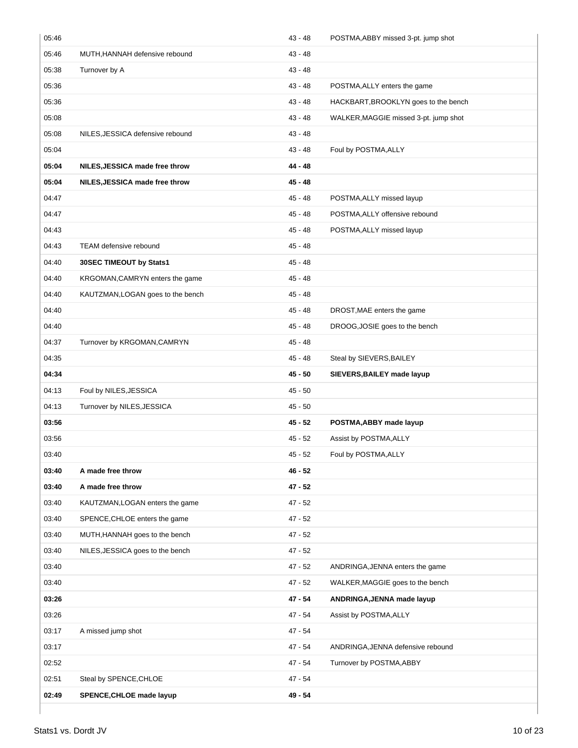| Time | Home | Score | Visitor |
|---|---|---|---|
| 05:46 | | 43 - 48 | POSTMA,ABBY missed 3-pt. jump shot |
| 05:46 | MUTH,HANNAH defensive rebound | 43 - 48 | |
| 05:38 | Turnover by A | 43 - 48 | |
| 05:36 | | 43 - 48 | POSTMA,ALLY enters the game |
| 05:36 | | 43 - 48 | HACKBART,BROOKLYN goes to the bench |
| 05:08 | | 43 - 48 | WALKER,MAGGIE missed 3-pt. jump shot |
| 05:08 | NILES,JESSICA defensive rebound | 43 - 48 | |
| 05:04 | | 43 - 48 | Foul by POSTMA,ALLY |
| **05:04** | **NILES,JESSICA made free throw** | **44 - 48** | |
| **05:04** | **NILES,JESSICA made free throw** | **45 - 48** | |
| 04:47 | | 45 - 48 | POSTMA,ALLY missed layup |
| 04:47 | | 45 - 48 | POSTMA,ALLY offensive rebound |
| 04:43 | | 45 - 48 | POSTMA,ALLY missed layup |
| 04:43 | TEAM defensive rebound | 45 - 48 | |
| 04:40 | **30SEC TIMEOUT by Stats1** | 45 - 48 | |
| 04:40 | KRGOMAN,CAMRYN enters the game | 45 - 48 | |
| 04:40 | KAUTZMAN,LOGAN goes to the bench | 45 - 48 | |
| 04:40 | | 45 - 48 | DROST,MAE enters the game |
| 04:40 | | 45 - 48 | DROOG,JOSIE goes to the bench |
| 04:37 | Turnover by KRGOMAN,CAMRYN | 45 - 48 | |
| 04:35 | | 45 - 48 | Steal by SIEVERS,BAILEY |
| **04:34** | | **45 - 50** | **SIEVERS,BAILEY made layup** |
| 04:13 | Foul by NILES,JESSICA | 45 - 50 | |
| 04:13 | Turnover by NILES,JESSICA | 45 - 50 | |
| **03:56** | | **45 - 52** | **POSTMA,ABBY made layup** |
| 03:56 | | 45 - 52 | Assist by POSTMA,ALLY |
| 03:40 | | 45 - 52 | Foul by POSTMA,ALLY |
| **03:40** | **A made free throw** | **46 - 52** | |
| **03:40** | **A made free throw** | **47 - 52** | |
| 03:40 | KAUTZMAN,LOGAN enters the game | 47 - 52 | |
| 03:40 | SPENCE,CHLOE enters the game | 47 - 52 | |
| 03:40 | MUTH,HANNAH goes to the bench | 47 - 52 | |
| 03:40 | NILES,JESSICA goes to the bench | 47 - 52 | |
| 03:40 | | 47 - 52 | ANDRINGA,JENNA enters the game |
| 03:40 | | 47 - 52 | WALKER,MAGGIE goes to the bench |
| **03:26** | | **47 - 54** | **ANDRINGA,JENNA made layup** |
| 03:26 | | 47 - 54 | Assist by POSTMA,ALLY |
| 03:17 | A missed jump shot | 47 - 54 | |
| 03:17 | | 47 - 54 | ANDRINGA,JENNA defensive rebound |
| 02:52 | | 47 - 54 | Turnover by POSTMA,ABBY |
| 02:51 | Steal by SPENCE,CHLOE | 47 - 54 | |
| **02:49** | **SPENCE,CHLOE made layup** | **49 - 54** | |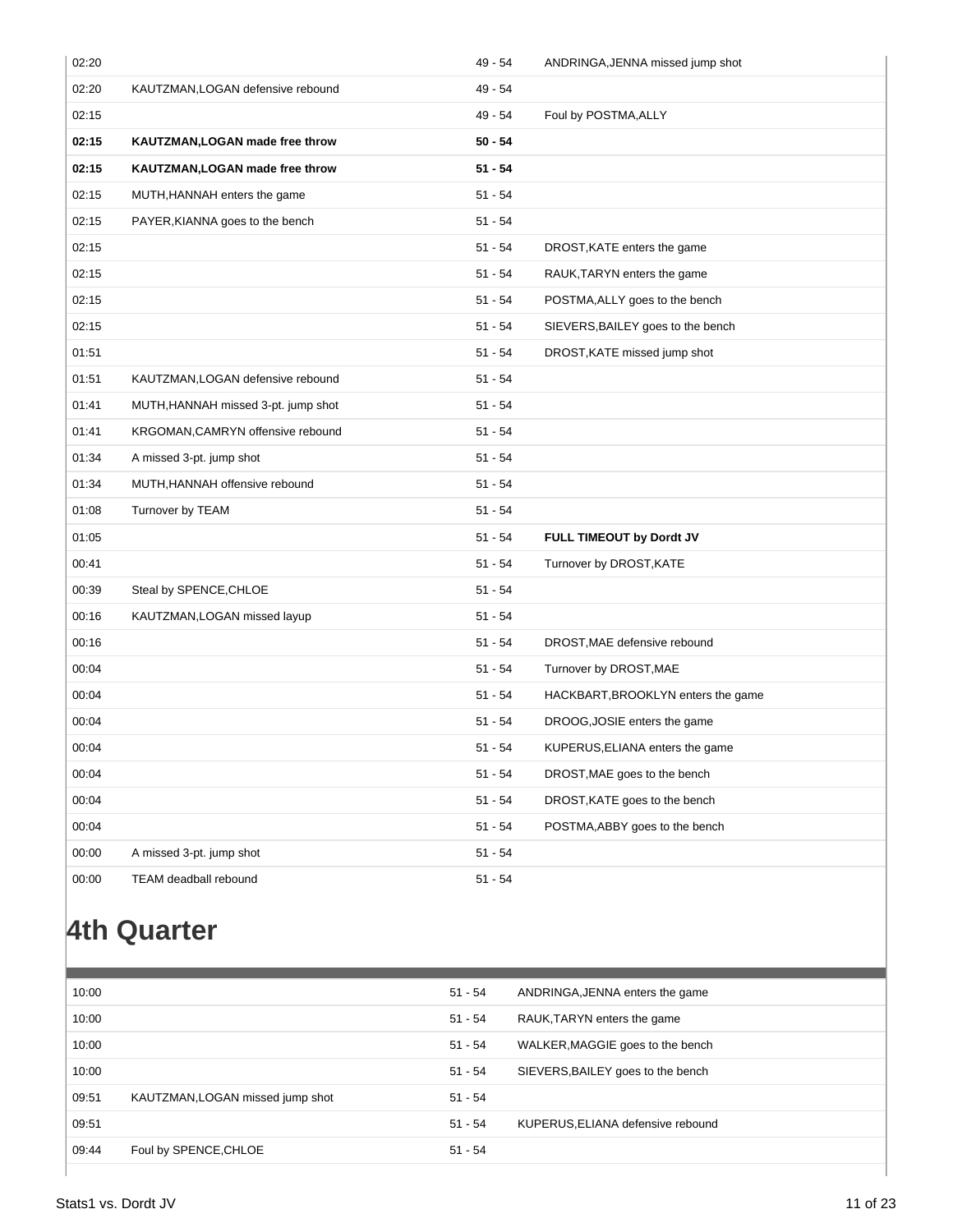| | | | |
|---|---|---|---|
| 02:20 | | 49 - 54 | ANDRINGA,JENNA missed jump shot |
| 02:20 | KAUTZMAN,LOGAN defensive rebound | 49 - 54 | |
| 02:15 | | 49 - 54 | Foul by POSTMA,ALLY |
| **02:15** | **KAUTZMAN,LOGAN made free throw** | **50 - 54** | |
| **02:15** | **KAUTZMAN,LOGAN made free throw** | **51 - 54** | |
| 02:15 | MUTH,HANNAH enters the game | 51 - 54 | |
| 02:15 | PAYER,KIANNA goes to the bench | 51 - 54 | |
| 02:15 | | 51 - 54 | DROST,KATE enters the game |
| 02:15 | | 51 - 54 | RAUK,TARYN enters the game |
| 02:15 | | 51 - 54 | POSTMA,ALLY goes to the bench |
| 02:15 | | 51 - 54 | SIEVERS,BAILEY goes to the bench |
| 01:51 | | 51 - 54 | DROST,KATE missed jump shot |
| 01:51 | KAUTZMAN,LOGAN defensive rebound | 51 - 54 | |
| 01:41 | MUTH,HANNAH missed 3-pt. jump shot | 51 - 54 | |
| 01:41 | KRGOMAN,CAMRYN offensive rebound | 51 - 54 | |
| 01:34 | A missed 3-pt. jump shot | 51 - 54 | |
| 01:34 | MUTH,HANNAH offensive rebound | 51 - 54 | |
| 01:08 | Turnover by TEAM | 51 - 54 | |
| 01:05 | | 51 - 54 | **FULL TIMEOUT by Dordt JV** |
| 00:41 | | 51 - 54 | Turnover by DROST,KATE |
| 00:39 | Steal by SPENCE,CHLOE | 51 - 54 | |
| 00:16 | KAUTZMAN,LOGAN missed layup | 51 - 54 | |
| 00:16 | | 51 - 54 | DROST,MAE defensive rebound |
| 00:04 | | 51 - 54 | Turnover by DROST,MAE |
| 00:04 | | 51 - 54 | HACKBART,BROOKLYN enters the game |
| 00:04 | | 51 - 54 | DROOG,JOSIE enters the game |
| 00:04 | | 51 - 54 | KUPERUS,ELIANA enters the game |
| 00:04 | | 51 - 54 | DROST,MAE goes to the bench |
| 00:04 | | 51 - 54 | DROST,KATE goes to the bench |
| 00:04 | | 51 - 54 | POSTMA,ABBY goes to the bench |
| 00:00 | A missed 3-pt. jump shot | 51 - 54 | |
| 00:00 | TEAM deadball rebound | 51 - 54 | |

# 4th Quarter

| | | | |
|---|---|---|---|
| 10:00 | | 51 - 54 | ANDRINGA,JENNA enters the game |
| 10:00 | | 51 - 54 | RAUK,TARYN enters the game |
| 10:00 | | 51 - 54 | WALKER,MAGGIE goes to the bench |
| 10:00 | | 51 - 54 | SIEVERS,BAILEY goes to the bench |
| 09:51 | KAUTZMAN,LOGAN missed jump shot | 51 - 54 | |
| 09:51 | | 51 - 54 | KUPERUS,ELIANA defensive rebound |
| 09:44 | Foul by SPENCE,CHLOE | 51 - 54 | |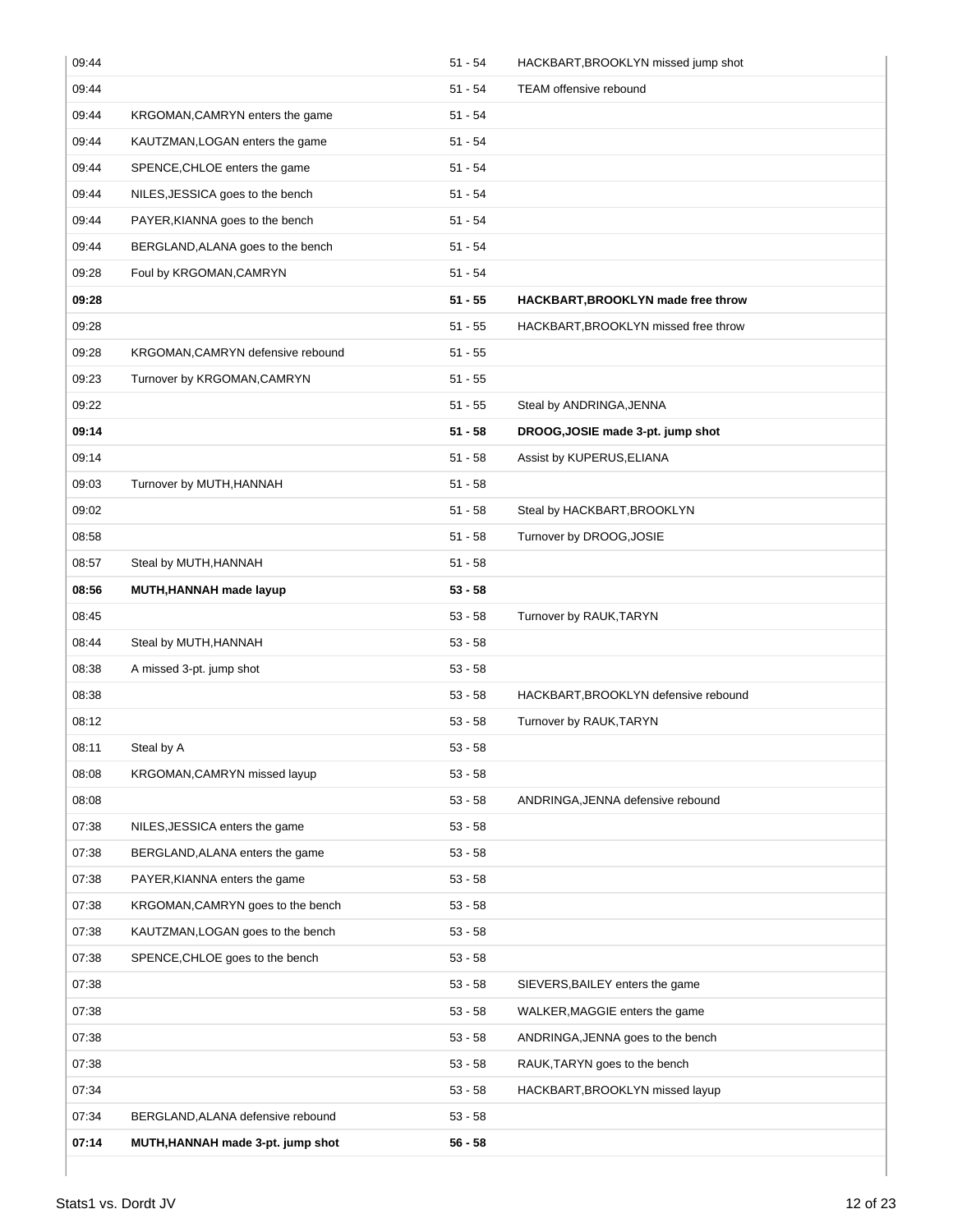| | | | |
|---|---|---|---|
| 09:44 | | 51 - 54 | HACKBART,BROOKLYN missed jump shot |
| 09:44 | | 51 - 54 | TEAM offensive rebound |
| 09:44 | KRGOMAN,CAMRYN enters the game | 51 - 54 | |
| 09:44 | KAUTZMAN,LOGAN enters the game | 51 - 54 | |
| 09:44 | SPENCE,CHLOE enters the game | 51 - 54 | |
| 09:44 | NILES,JESSICA goes to the bench | 51 - 54 | |
| 09:44 | PAYER,KIANNA goes to the bench | 51 - 54 | |
| 09:44 | BERGLAND,ALANA goes to the bench | 51 - 54 | |
| 09:28 | Foul by KRGOMAN,CAMRYN | 51 - 54 | |
| **09:28** | | **51 - 55** | **HACKBART,BROOKLYN made free throw** |
| 09:28 | | 51 - 55 | HACKBART,BROOKLYN missed free throw |
| 09:28 | KRGOMAN,CAMRYN defensive rebound | 51 - 55 | |
| 09:23 | Turnover by KRGOMAN,CAMRYN | 51 - 55 | |
| 09:22 | | 51 - 55 | Steal by ANDRINGA,JENNA |
| **09:14** | | **51 - 58** | **DROOG,JOSIE made 3-pt. jump shot** |
| 09:14 | | 51 - 58 | Assist by KUPERUS,ELIANA |
| 09:03 | Turnover by MUTH,HANNAH | 51 - 58 | |
| 09:02 | | 51 - 58 | Steal by HACKBART,BROOKLYN |
| 08:58 | | 51 - 58 | Turnover by DROOG,JOSIE |
| 08:57 | Steal by MUTH,HANNAH | 51 - 58 | |
| **08:56** | **MUTH,HANNAH made layup** | **53 - 58** | |
| 08:45 | | 53 - 58 | Turnover by RAUK,TARYN |
| 08:44 | Steal by MUTH,HANNAH | 53 - 58 | |
| 08:38 | A missed 3-pt. jump shot | 53 - 58 | |
| 08:38 | | 53 - 58 | HACKBART,BROOKLYN defensive rebound |
| 08:12 | | 53 - 58 | Turnover by RAUK,TARYN |
| 08:11 | Steal by A | 53 - 58 | |
| 08:08 | KRGOMAN,CAMRYN missed layup | 53 - 58 | |
| 08:08 | | 53 - 58 | ANDRINGA,JENNA defensive rebound |
| 07:38 | NILES,JESSICA enters the game | 53 - 58 | |
| 07:38 | BERGLAND,ALANA enters the game | 53 - 58 | |
| 07:38 | PAYER,KIANNA enters the game | 53 - 58 | |
| 07:38 | KRGOMAN,CAMRYN goes to the bench | 53 - 58 | |
| 07:38 | KAUTZMAN,LOGAN goes to the bench | 53 - 58 | |
| 07:38 | SPENCE,CHLOE goes to the bench | 53 - 58 | |
| 07:38 | | 53 - 58 | SIEVERS,BAILEY enters the game |
| 07:38 | | 53 - 58 | WALKER,MAGGIE enters the game |
| 07:38 | | 53 - 58 | ANDRINGA,JENNA goes to the bench |
| 07:38 | | 53 - 58 | RAUK,TARYN goes to the bench |
| 07:34 | | 53 - 58 | HACKBART,BROOKLYN missed layup |
| 07:34 | BERGLAND,ALANA defensive rebound | 53 - 58 | |
| **07:14** | **MUTH,HANNAH made 3-pt. jump shot** | **56 - 58** | |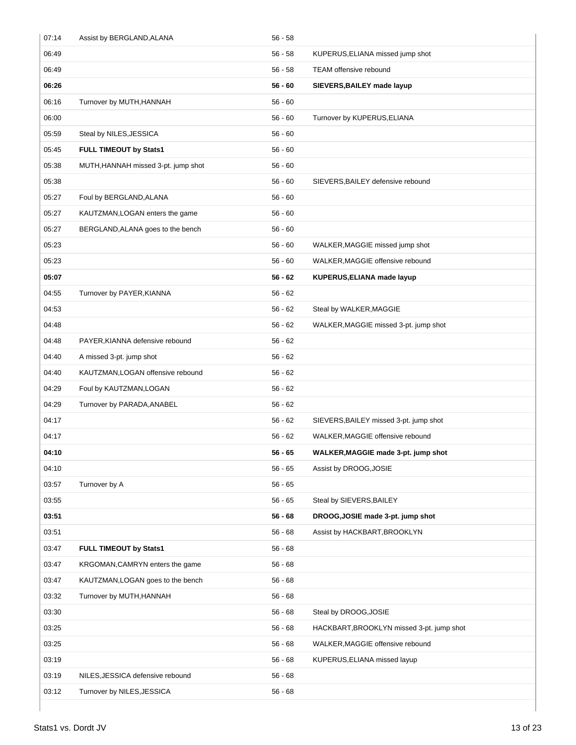| | | | |
|---|---|---|---|
| 07:14 | Assist by BERGLAND,ALANA | 56 - 58 | |
| 06:49 | | 56 - 58 | KUPERUS,ELIANA missed jump shot |
| 06:49 | | 56 - 58 | TEAM offensive rebound |
| **06:26** | | **56 - 60** | **SIEVERS,BAILEY made layup** |
| 06:16 | Turnover by MUTH,HANNAH | 56 - 60 | |
| 06:00 | | 56 - 60 | Turnover by KUPERUS,ELIANA |
| 05:59 | Steal by NILES,JESSICA | 56 - 60 | |
| 05:45 | **FULL TIMEOUT by Stats1** | 56 - 60 | |
| 05:38 | MUTH,HANNAH missed 3-pt. jump shot | 56 - 60 | |
| 05:38 | | 56 - 60 | SIEVERS,BAILEY defensive rebound |
| 05:27 | Foul by BERGLAND,ALANA | 56 - 60 | |
| 05:27 | KAUTZMAN,LOGAN enters the game | 56 - 60 | |
| 05:27 | BERGLAND,ALANA goes to the bench | 56 - 60 | |
| 05:23 | | 56 - 60 | WALKER,MAGGIE missed jump shot |
| 05:23 | | 56 - 60 | WALKER,MAGGIE offensive rebound |
| **05:07** | | **56 - 62** | **KUPERUS,ELIANA made layup** |
| 04:55 | Turnover by PAYER,KIANNA | 56 - 62 | |
| 04:53 | | 56 - 62 | Steal by WALKER,MAGGIE |
| 04:48 | | 56 - 62 | WALKER,MAGGIE missed 3-pt. jump shot |
| 04:48 | PAYER,KIANNA defensive rebound | 56 - 62 | |
| 04:40 | A missed 3-pt. jump shot | 56 - 62 | |
| 04:40 | KAUTZMAN,LOGAN offensive rebound | 56 - 62 | |
| 04:29 | Foul by KAUTZMAN,LOGAN | 56 - 62 | |
| 04:29 | Turnover by PARADA,ANABEL | 56 - 62 | |
| 04:17 | | 56 - 62 | SIEVERS,BAILEY missed 3-pt. jump shot |
| 04:17 | | 56 - 62 | WALKER,MAGGIE offensive rebound |
| **04:10** | | **56 - 65** | **WALKER,MAGGIE made 3-pt. jump shot** |
| 04:10 | | 56 - 65 | Assist by DROOG,JOSIE |
| 03:57 | Turnover by A | 56 - 65 | |
| 03:55 | | 56 - 65 | Steal by SIEVERS,BAILEY |
| **03:51** | | **56 - 68** | **DROOG,JOSIE made 3-pt. jump shot** |
| 03:51 | | 56 - 68 | Assist by HACKBART,BROOKLYN |
| 03:47 | **FULL TIMEOUT by Stats1** | 56 - 68 | |
| 03:47 | KRGOMAN,CAMRYN enters the game | 56 - 68 | |
| 03:47 | KAUTZMAN,LOGAN goes to the bench | 56 - 68 | |
| 03:32 | Turnover by MUTH,HANNAH | 56 - 68 | |
| 03:30 | | 56 - 68 | Steal by DROOG,JOSIE |
| 03:25 | | 56 - 68 | HACKBART,BROOKLYN missed 3-pt. jump shot |
| 03:25 | | 56 - 68 | WALKER,MAGGIE offensive rebound |
| 03:19 | | 56 - 68 | KUPERUS,ELIANA missed layup |
| 03:19 | NILES,JESSICA defensive rebound | 56 - 68 | |
| 03:12 | Turnover by NILES,JESSICA | 56 - 68 | |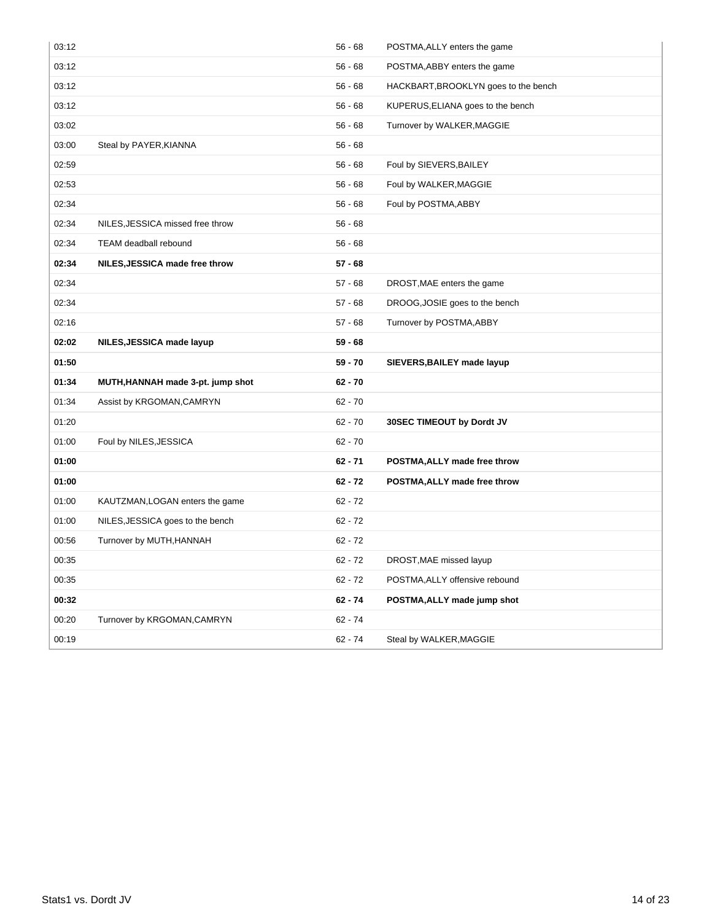| | | | |
|---|---|---|---|
| 03:12 | | 56 - 68 | POSTMA,ALLY enters the game |
| 03:12 | | 56 - 68 | POSTMA,ABBY enters the game |
| 03:12 | | 56 - 68 | HACKBART,BROOKLYN goes to the bench |
| 03:12 | | 56 - 68 | KUPERUS,ELIANA goes to the bench |
| 03:02 | | 56 - 68 | Turnover by WALKER,MAGGIE |
| 03:00 | Steal by PAYER,KIANNA | 56 - 68 | |
| 02:59 | | 56 - 68 | Foul by SIEVERS,BAILEY |
| 02:53 | | 56 - 68 | Foul by WALKER,MAGGIE |
| 02:34 | | 56 - 68 | Foul by POSTMA,ABBY |
| 02:34 | NILES,JESSICA missed free throw | 56 - 68 | |
| 02:34 | TEAM deadball rebound | 56 - 68 | |
| **02:34** | **NILES,JESSICA made free throw** | **57 - 68** | |
| 02:34 | | 57 - 68 | DROST,MAE enters the game |
| 02:34 | | 57 - 68 | DROOG,JOSIE goes to the bench |
| 02:16 | | 57 - 68 | Turnover by POSTMA,ABBY |
| **02:02** | **NILES,JESSICA made layup** | **59 - 68** | |
| **01:50** | | **59 - 70** | **SIEVERS,BAILEY made layup** |
| **01:34** | **MUTH,HANNAH made 3-pt. jump shot** | **62 - 70** | |
| 01:34 | Assist by KRGOMAN,CAMRYN | 62 - 70 | |
| 01:20 | | 62 - 70 | **30SEC TIMEOUT by Dordt JV** |
| 01:00 | Foul by NILES,JESSICA | 62 - 70 | |
| **01:00** | | **62 - 71** | **POSTMA,ALLY made free throw** |
| **01:00** | | **62 - 72** | **POSTMA,ALLY made free throw** |
| 01:00 | KAUTZMAN,LOGAN enters the game | 62 - 72 | |
| 01:00 | NILES,JESSICA goes to the bench | 62 - 72 | |
| 00:56 | Turnover by MUTH,HANNAH | 62 - 72 | |
| 00:35 | | 62 - 72 | DROST,MAE missed layup |
| 00:35 | | 62 - 72 | POSTMA,ALLY offensive rebound |
| **00:32** | | **62 - 74** | **POSTMA,ALLY made jump shot** |
| 00:20 | Turnover by KRGOMAN,CAMRYN | 62 - 74 | |
| 00:19 | | 62 - 74 | Steal by WALKER,MAGGIE |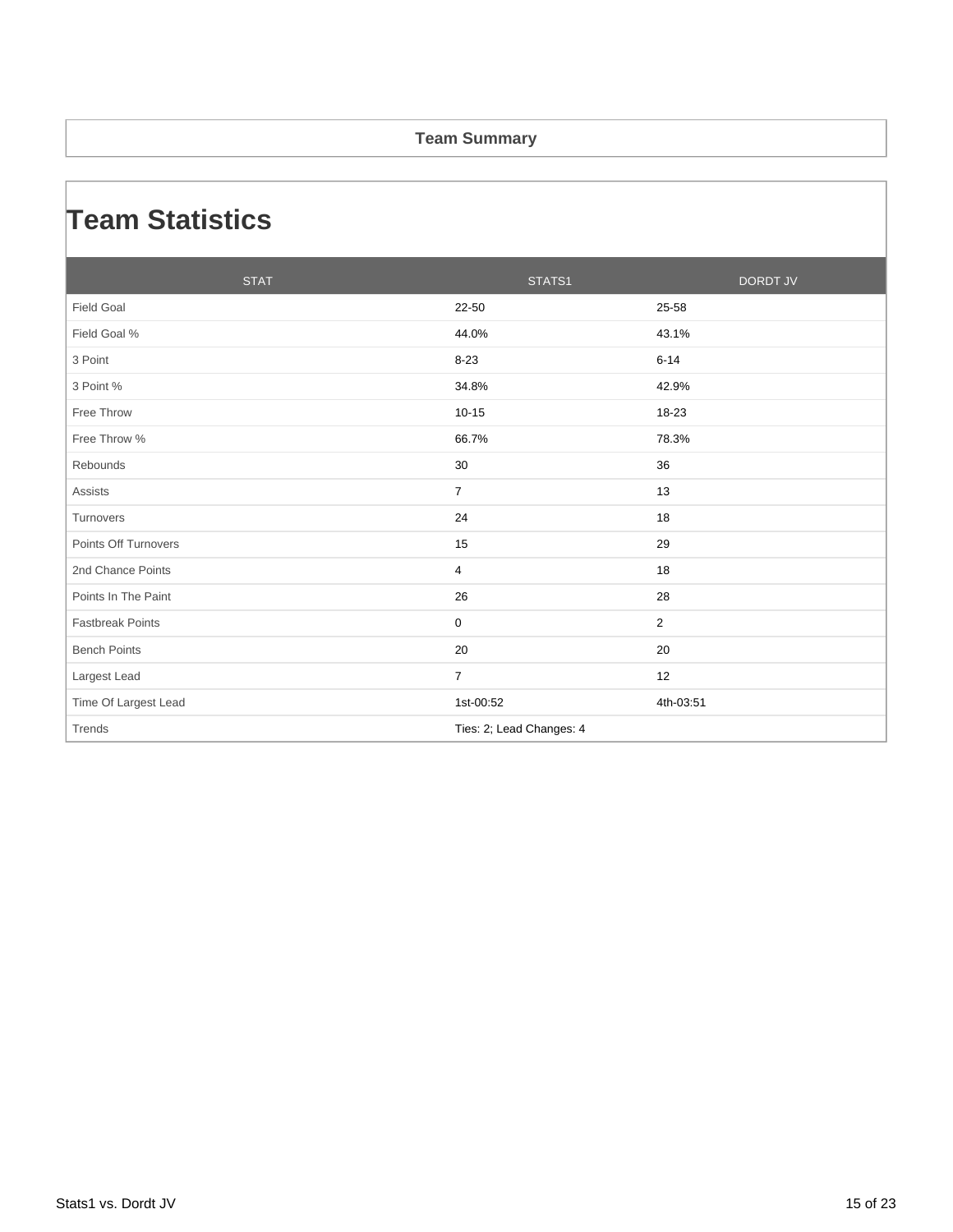## Team Summary

# Team Statistics

| STAT | STATS1 | DORDT JV |
|---|---|---|
| Field Goal | 22-50 | 25-58 |
| Field Goal % | 44.0% | 43.1% |
| 3 Point | 8-23 | 6-14 |
| 3 Point % | 34.8% | 42.9% |
| Free Throw | 10-15 | 18-23 |
| Free Throw % | 66.7% | 78.3% |
| Rebounds | 30 | 36 |
| Assists | 7 | 13 |
| Turnovers | 24 | 18 |
| Points Off Turnovers | 15 | 29 |
| 2nd Chance Points | 4 | 18 |
| Points In The Paint | 26 | 28 |
| Fastbreak Points | 0 | 2 |
| Bench Points | 20 | 20 |
| Largest Lead | 7 | 12 |
| Time Of Largest Lead | 1st-00:52 | 4th-03:51 |
| Trends | Ties: 2; Lead Changes: 4 | |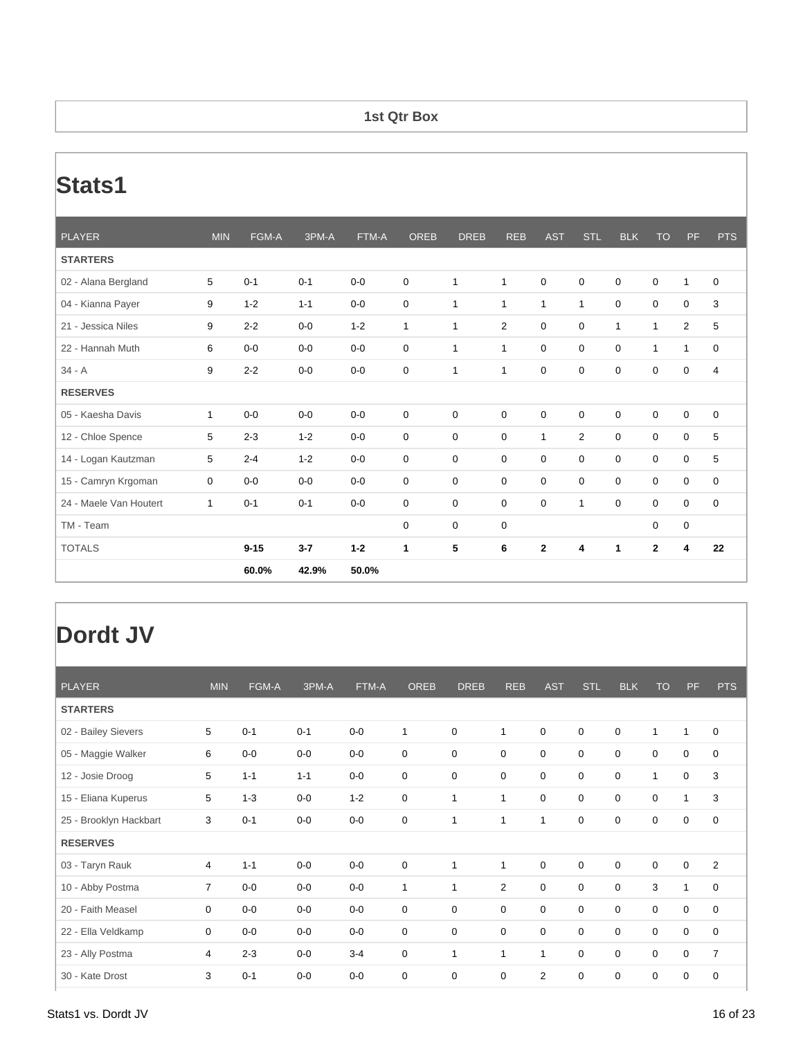**1st Qtr Box**

# Stats1

| PLAYER | MIN | FGM-A | 3PM-A | FTM-A | OREB | DREB | REB | AST | STL | BLK | TO | PF | PTS |
|---|---|---|---|---|---|---|---|---|---|---|---|---|---|
| **STARTERS** | | | | | | | | | | | | | |
| 02 - Alana Bergland | 5 | 0-1 | 0-1 | 0-0 | 0 | 1 | 1 | 0 | 0 | 0 | 0 | 1 | 0 |
| 04 - Kianna Payer | 9 | 1-2 | 1-1 | 0-0 | 0 | 1 | 1 | 1 | 1 | 0 | 0 | 0 | 3 |
| 21 - Jessica Niles | 9 | 2-2 | 0-0 | 1-2 | 1 | 1 | 2 | 0 | 0 | 1 | 1 | 2 | 5 |
| 22 - Hannah Muth | 6 | 0-0 | 0-0 | 0-0 | 0 | 1 | 1 | 0 | 0 | 0 | 1 | 1 | 0 |
| 34 - A | 9 | 2-2 | 0-0 | 0-0 | 0 | 1 | 1 | 0 | 0 | 0 | 0 | 0 | 4 |
| **RESERVES** | | | | | | | | | | | | | |
| 05 - Kaesha Davis | 1 | 0-0 | 0-0 | 0-0 | 0 | 0 | 0 | 0 | 0 | 0 | 0 | 0 | 0 |
| 12 - Chloe Spence | 5 | 2-3 | 1-2 | 0-0 | 0 | 0 | 0 | 1 | 2 | 0 | 0 | 0 | 5 |
| 14 - Logan Kautzman | 5 | 2-4 | 1-2 | 0-0 | 0 | 0 | 0 | 0 | 0 | 0 | 0 | 0 | 5 |
| 15 - Camryn Krgoman | 0 | 0-0 | 0-0 | 0-0 | 0 | 0 | 0 | 0 | 0 | 0 | 0 | 0 | 0 |
| 24 - Maele Van Houtert | 1 | 0-1 | 0-1 | 0-0 | 0 | 0 | 0 | 0 | 1 | 0 | 0 | 0 | 0 |
| TM - Team | | | | | 0 | 0 | 0 | | | | 0 | 0 | |
| TOTALS | | **9-15** | **3-7** | **1-2** | **1** | **5** | **6** | **2** | **4** | **1** | **2** | **4** | **22** |
| | | **60.0%** | **42.9%** | **50.0%** | | | | | | | | | |

# Dordt JV

| PLAYER | MIN | FGM-A | 3PM-A | FTM-A | OREB | DREB | REB | AST | STL | BLK | TO | PF | PTS |
|---|---|---|---|---|---|---|---|---|---|---|---|---|---|
| **STARTERS** | | | | | | | | | | | | | |
| 02 - Bailey Sievers | 5 | 0-1 | 0-1 | 0-0 | 1 | 0 | 1 | 0 | 0 | 0 | 1 | 1 | 0 |
| 05 - Maggie Walker | 6 | 0-0 | 0-0 | 0-0 | 0 | 0 | 0 | 0 | 0 | 0 | 0 | 0 | 0 |
| 12 - Josie Droog | 5 | 1-1 | 1-1 | 0-0 | 0 | 0 | 0 | 0 | 0 | 0 | 1 | 0 | 3 |
| 15 - Eliana Kuperus | 5 | 1-3 | 0-0 | 1-2 | 0 | 1 | 1 | 0 | 0 | 0 | 0 | 1 | 3 |
| 25 - Brooklyn Hackbart | 3 | 0-1 | 0-0 | 0-0 | 0 | 1 | 1 | 1 | 0 | 0 | 0 | 0 | 0 |
| **RESERVES** | | | | | | | | | | | | | |
| 03 - Taryn Rauk | 4 | 1-1 | 0-0 | 0-0 | 0 | 1 | 1 | 0 | 0 | 0 | 0 | 0 | 2 |
| 10 - Abby Postma | 7 | 0-0 | 0-0 | 0-0 | 1 | 1 | 2 | 0 | 0 | 0 | 3 | 1 | 0 |
| 20 - Faith Measel | 0 | 0-0 | 0-0 | 0-0 | 0 | 0 | 0 | 0 | 0 | 0 | 0 | 0 | 0 |
| 22 - Ella Veldkamp | 0 | 0-0 | 0-0 | 0-0 | 0 | 0 | 0 | 0 | 0 | 0 | 0 | 0 | 0 |
| 23 - Ally Postma | 4 | 2-3 | 0-0 | 3-4 | 0 | 1 | 1 | 1 | 0 | 0 | 0 | 0 | 7 |
| 30 - Kate Drost | 3 | 0-1 | 0-0 | 0-0 | 0 | 0 | 0 | 2 | 0 | 0 | 0 | 0 | 0 |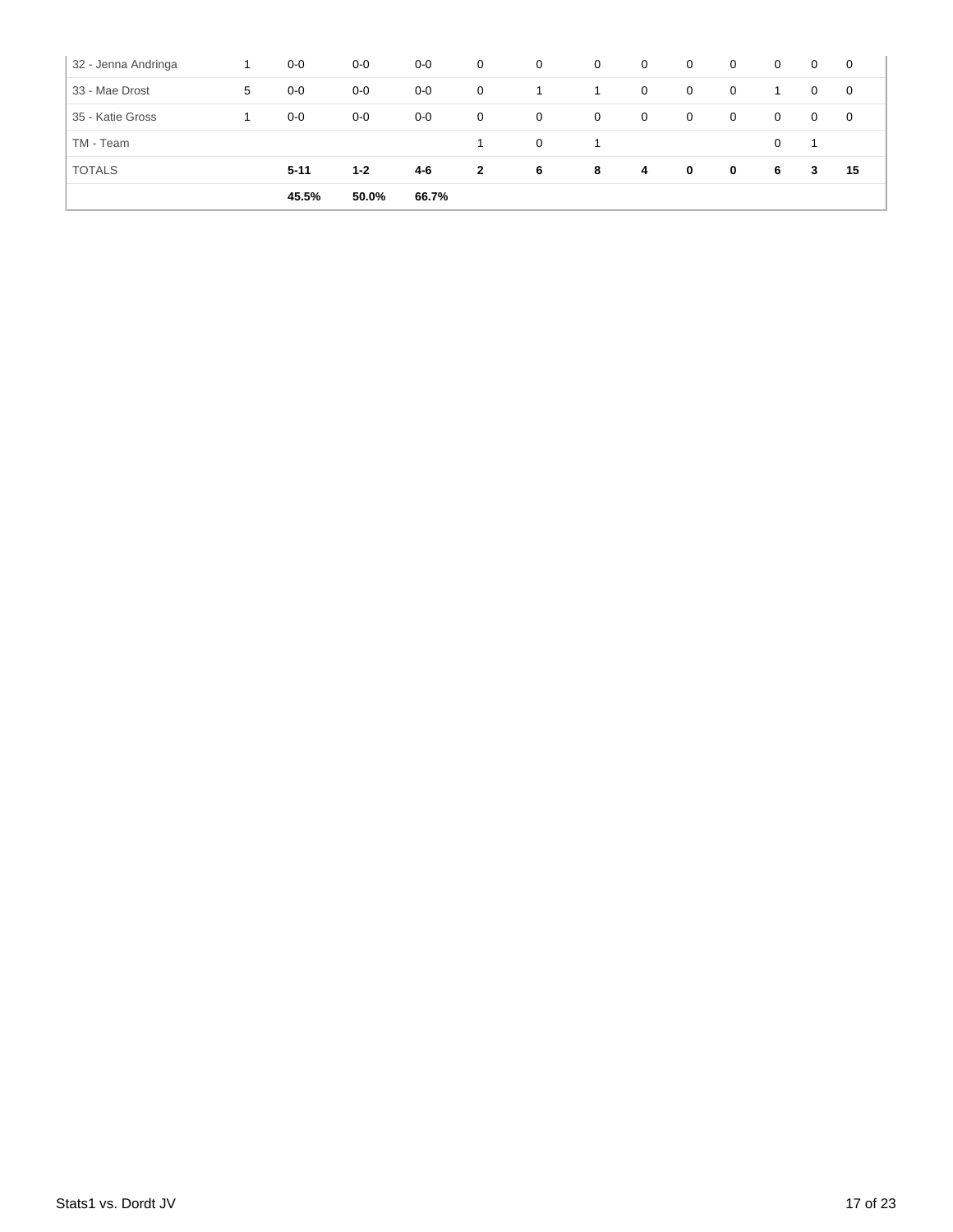| | | | | | | | | | | | | | |
|---|---|---|---|---|---|---|---|---|---|---|---|---|---|
| 32 - Jenna Andringa | 1 | 0-0 | 0-0 | 0-0 | 0 | 0 | 0 | 0 | 0 | 0 | 0 | 0 | 0 |
| 33 - Mae Drost | 5 | 0-0 | 0-0 | 0-0 | 0 | 1 | 1 | 0 | 0 | 0 | 1 | 0 | 0 |
| 35 - Katie Gross | 1 | 0-0 | 0-0 | 0-0 | 0 | 0 | 0 | 0 | 0 | 0 | 0 | 0 | 0 |
| TM - Team | | | | | 1 | 0 | 1 | | | | 0 | 1 | |
| TOTALS | | **5-11** | **1-2** | **4-6** | **2** | **6** | **8** | **4** | **0** | **0** | **6** | **3** | **15** |
| | | **45.5%** | **50.0%** | **66.7%** | | | | | | | | | |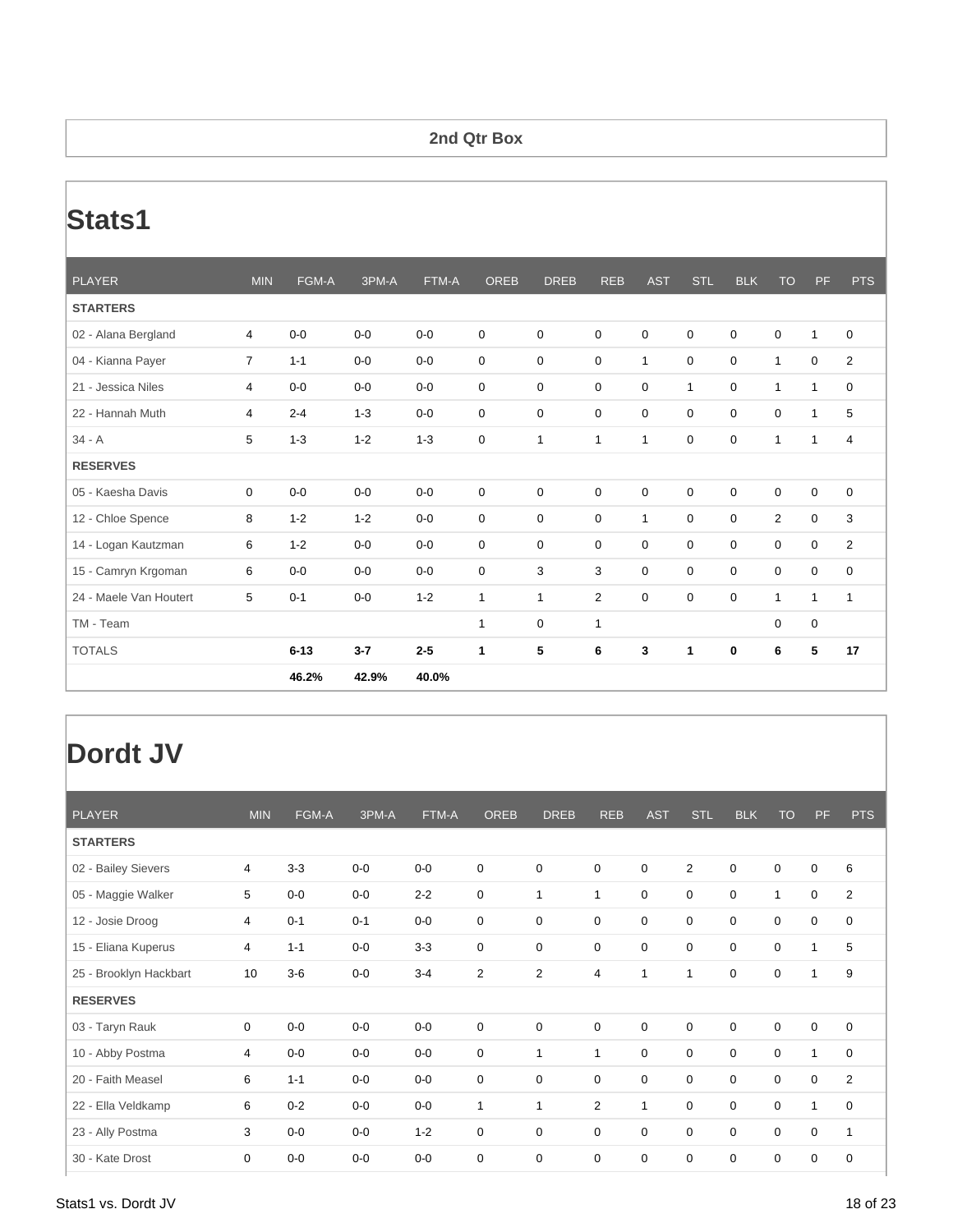**2nd Qtr Box**

# Stats1

| PLAYER | MIN | FGM-A | 3PM-A | FTM-A | OREB | DREB | REB | AST | STL | BLK | TO | PF | PTS |
|---|---|---|---|---|---|---|---|---|---|---|---|---|---|
| **STARTERS** | | | | | | | | | | | | | |
| 02 - Alana Bergland | 4 | 0-0 | 0-0 | 0-0 | 0 | 0 | 0 | 0 | 0 | 0 | 0 | 1 | 0 |
| 04 - Kianna Payer | 7 | 1-1 | 0-0 | 0-0 | 0 | 0 | 0 | 1 | 0 | 0 | 1 | 0 | 2 |
| 21 - Jessica Niles | 4 | 0-0 | 0-0 | 0-0 | 0 | 0 | 0 | 0 | 1 | 0 | 1 | 1 | 0 |
| 22 - Hannah Muth | 4 | 2-4 | 1-3 | 0-0 | 0 | 0 | 0 | 0 | 0 | 0 | 0 | 1 | 5 |
| 34 - A | 5 | 1-3 | 1-2 | 1-3 | 0 | 1 | 1 | 1 | 0 | 0 | 1 | 1 | 4 |
| **RESERVES** | | | | | | | | | | | | | |
| 05 - Kaesha Davis | 0 | 0-0 | 0-0 | 0-0 | 0 | 0 | 0 | 0 | 0 | 0 | 0 | 0 | 0 |
| 12 - Chloe Spence | 8 | 1-2 | 1-2 | 0-0 | 0 | 0 | 0 | 1 | 0 | 0 | 2 | 0 | 3 |
| 14 - Logan Kautzman | 6 | 1-2 | 0-0 | 0-0 | 0 | 0 | 0 | 0 | 0 | 0 | 0 | 0 | 2 |
| 15 - Camryn Krgoman | 6 | 0-0 | 0-0 | 0-0 | 0 | 3 | 3 | 0 | 0 | 0 | 0 | 0 | 0 |
| 24 - Maele Van Houtert | 5 | 0-1 | 0-0 | 1-2 | 1 | 1 | 2 | 0 | 0 | 0 | 1 | 1 | 1 |
| TM - Team | | | | | 1 | 0 | 1 | | | | 0 | 0 | |
| TOTALS | | **6-13** | **3-7** | **2-5** | **1** | **5** | **6** | **3** | **1** | **0** | **6** | **5** | **17** |
| | | **46.2%** | **42.9%** | **40.0%** | | | | | | | | | |

# Dordt JV

| PLAYER | MIN | FGM-A | 3PM-A | FTM-A | OREB | DREB | REB | AST | STL | BLK | TO | PF | PTS |
|---|---|---|---|---|---|---|---|---|---|---|---|---|---|
| **STARTERS** | | | | | | | | | | | | | |
| 02 - Bailey Sievers | 4 | 3-3 | 0-0 | 0-0 | 0 | 0 | 0 | 0 | 2 | 0 | 0 | 0 | 6 |
| 05 - Maggie Walker | 5 | 0-0 | 0-0 | 2-2 | 0 | 1 | 1 | 0 | 0 | 0 | 1 | 0 | 2 |
| 12 - Josie Droog | 4 | 0-1 | 0-1 | 0-0 | 0 | 0 | 0 | 0 | 0 | 0 | 0 | 0 | 0 |
| 15 - Eliana Kuperus | 4 | 1-1 | 0-0 | 3-3 | 0 | 0 | 0 | 0 | 0 | 0 | 0 | 1 | 5 |
| 25 - Brooklyn Hackbart | 10 | 3-6 | 0-0 | 3-4 | 2 | 2 | 4 | 1 | 1 | 0 | 0 | 1 | 9 |
| **RESERVES** | | | | | | | | | | | | | |
| 03 - Taryn Rauk | 0 | 0-0 | 0-0 | 0-0 | 0 | 0 | 0 | 0 | 0 | 0 | 0 | 0 | 0 |
| 10 - Abby Postma | 4 | 0-0 | 0-0 | 0-0 | 0 | 1 | 1 | 0 | 0 | 0 | 0 | 1 | 0 |
| 20 - Faith Measel | 6 | 1-1 | 0-0 | 0-0 | 0 | 0 | 0 | 0 | 0 | 0 | 0 | 0 | 2 |
| 22 - Ella Veldkamp | 6 | 0-2 | 0-0 | 0-0 | 1 | 1 | 2 | 1 | 0 | 0 | 0 | 1 | 0 |
| 23 - Ally Postma | 3 | 0-0 | 0-0 | 1-2 | 0 | 0 | 0 | 0 | 0 | 0 | 0 | 0 | 1 |
| 30 - Kate Drost | 0 | 0-0 | 0-0 | 0-0 | 0 | 0 | 0 | 0 | 0 | 0 | 0 | 0 | 0 |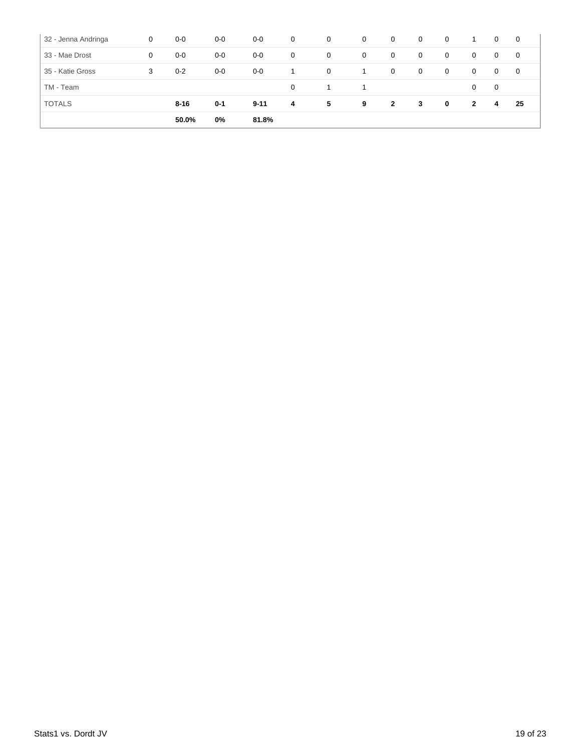| | | | | | | | | | | | | | |
|---|---|---|---|---|---|---|---|---|---|---|---|---|---|
| 32 - Jenna Andringa | 0 | 0-0 | 0-0 | 0-0 | 0 | 0 | 0 | 0 | 0 | 0 | 1 | 0 | 0 |
| 33 - Mae Drost | 0 | 0-0 | 0-0 | 0-0 | 0 | 0 | 0 | 0 | 0 | 0 | 0 | 0 | 0 |
| 35 - Katie Gross | 3 | 0-2 | 0-0 | 0-0 | 1 | 0 | 1 | 0 | 0 | 0 | 0 | 0 | 0 |
| TM - Team | | | | | 0 | 1 | 1 | | | | 0 | 0 | |
| TOTALS | | **8-16** | **0-1** | **9-11** | **4** | **5** | **9** | **2** | **3** | **0** | **2** | **4** | **25** |
| | | **50.0%** | **0%** | **81.8%** | | | | | | | | | |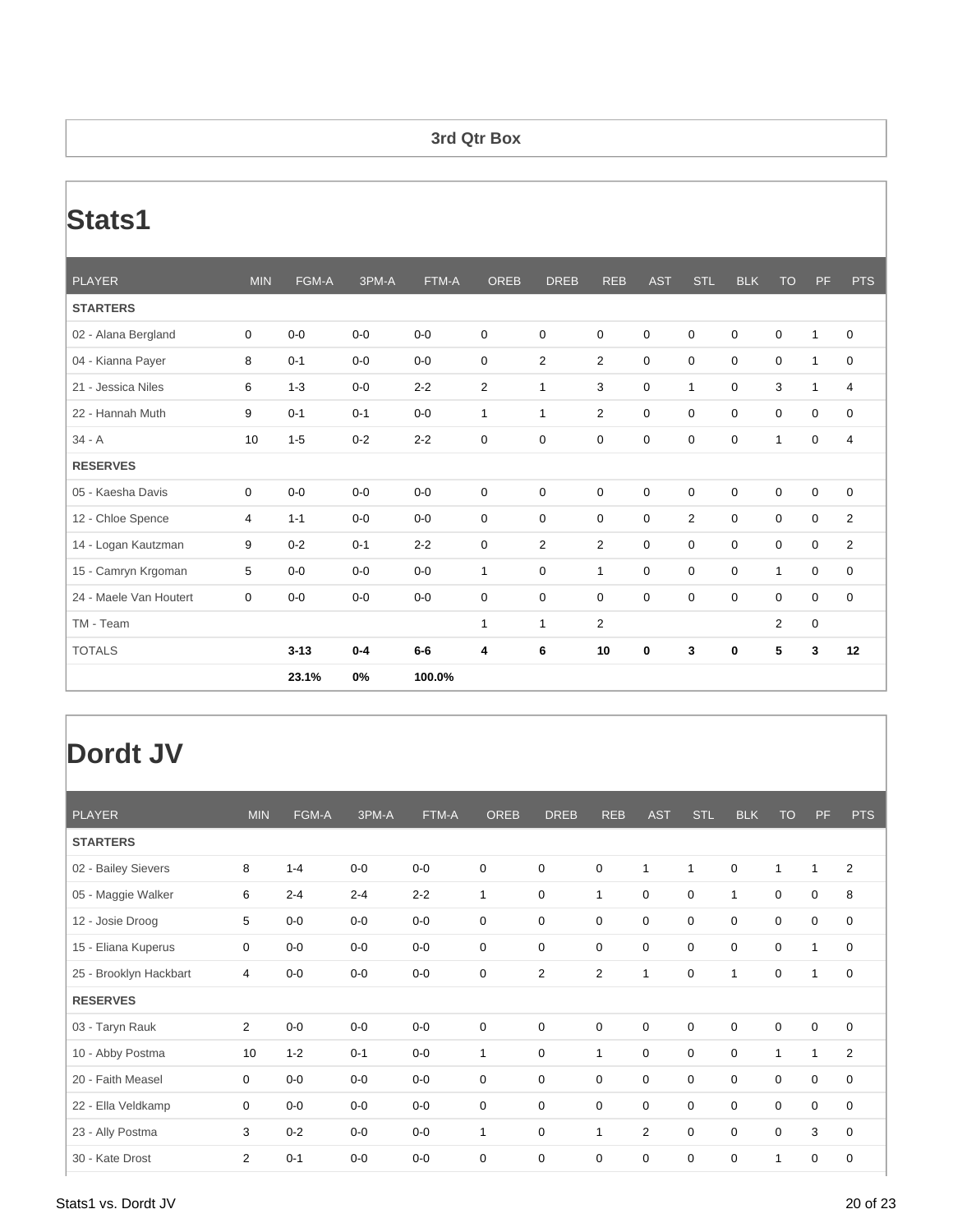### 3rd Qtr Box

# Stats1

| PLAYER | MIN | FGM-A | 3PM-A | FTM-A | OREB | DREB | REB | AST | STL | BLK | TO | PF | PTS |
|---|---|---|---|---|---|---|---|---|---|---|---|---|---|
| **STARTERS** | | | | | | | | | | | | | |
| 02 - Alana Bergland | 0 | 0-0 | 0-0 | 0-0 | 0 | 0 | 0 | 0 | 0 | 0 | 0 | 1 | 0 |
| 04 - Kianna Payer | 8 | 0-1 | 0-0 | 0-0 | 0 | 2 | 2 | 0 | 0 | 0 | 0 | 1 | 0 |
| 21 - Jessica Niles | 6 | 1-3 | 0-0 | 2-2 | 2 | 1 | 3 | 0 | 1 | 0 | 3 | 1 | 4 |
| 22 - Hannah Muth | 9 | 0-1 | 0-1 | 0-0 | 1 | 1 | 2 | 0 | 0 | 0 | 0 | 0 | 0 |
| 34 - A | 10 | 1-5 | 0-2 | 2-2 | 0 | 0 | 0 | 0 | 0 | 0 | 1 | 0 | 4 |
| **RESERVES** | | | | | | | | | | | | | |
| 05 - Kaesha Davis | 0 | 0-0 | 0-0 | 0-0 | 0 | 0 | 0 | 0 | 0 | 0 | 0 | 0 | 0 |
| 12 - Chloe Spence | 4 | 1-1 | 0-0 | 0-0 | 0 | 0 | 0 | 0 | 2 | 0 | 0 | 0 | 2 |
| 14 - Logan Kautzman | 9 | 0-2 | 0-1 | 2-2 | 0 | 2 | 2 | 0 | 0 | 0 | 0 | 0 | 2 |
| 15 - Camryn Krgoman | 5 | 0-0 | 0-0 | 0-0 | 1 | 0 | 1 | 0 | 0 | 0 | 1 | 0 | 0 |
| 24 - Maele Van Houtert | 0 | 0-0 | 0-0 | 0-0 | 0 | 0 | 0 | 0 | 0 | 0 | 0 | 0 | 0 |
| TM - Team | | | | | 1 | 1 | 2 | | | | 2 | 0 | |
| TOTALS | | **3-13** | **0-4** | **6-6** | **4** | **6** | **10** | **0** | **3** | **0** | **5** | **3** | **12** |
| | | **23.1%** | **0%** | **100.0%** | | | | | | | | | |

# Dordt JV

| PLAYER | MIN | FGM-A | 3PM-A | FTM-A | OREB | DREB | REB | AST | STL | BLK | TO | PF | PTS |
|---|---|---|---|---|---|---|---|---|---|---|---|---|---|
| **STARTERS** | | | | | | | | | | | | | |
| 02 - Bailey Sievers | 8 | 1-4 | 0-0 | 0-0 | 0 | 0 | 0 | 1 | 1 | 0 | 1 | 1 | 2 |
| 05 - Maggie Walker | 6 | 2-4 | 2-4 | 2-2 | 1 | 0 | 1 | 0 | 0 | 1 | 0 | 0 | 8 |
| 12 - Josie Droog | 5 | 0-0 | 0-0 | 0-0 | 0 | 0 | 0 | 0 | 0 | 0 | 0 | 0 | 0 |
| 15 - Eliana Kuperus | 0 | 0-0 | 0-0 | 0-0 | 0 | 0 | 0 | 0 | 0 | 0 | 0 | 1 | 0 |
| 25 - Brooklyn Hackbart | 4 | 0-0 | 0-0 | 0-0 | 0 | 2 | 2 | 1 | 0 | 1 | 0 | 1 | 0 |
| **RESERVES** | | | | | | | | | | | | | |
| 03 - Taryn Rauk | 2 | 0-0 | 0-0 | 0-0 | 0 | 0 | 0 | 0 | 0 | 0 | 0 | 0 | 0 |
| 10 - Abby Postma | 10 | 1-2 | 0-1 | 0-0 | 1 | 0 | 1 | 0 | 0 | 0 | 1 | 1 | 2 |
| 20 - Faith Measel | 0 | 0-0 | 0-0 | 0-0 | 0 | 0 | 0 | 0 | 0 | 0 | 0 | 0 | 0 |
| 22 - Ella Veldkamp | 0 | 0-0 | 0-0 | 0-0 | 0 | 0 | 0 | 0 | 0 | 0 | 0 | 0 | 0 |
| 23 - Ally Postma | 3 | 0-2 | 0-0 | 0-0 | 1 | 0 | 1 | 2 | 0 | 0 | 0 | 3 | 0 |
| 30 - Kate Drost | 2 | 0-1 | 0-0 | 0-0 | 0 | 0 | 0 | 0 | 0 | 0 | 1 | 0 | 0 |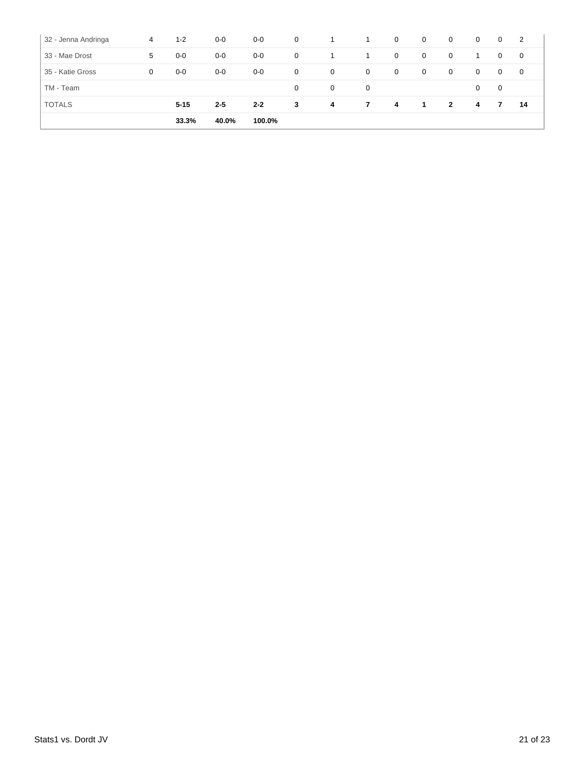| | | | | | | | | | | | | | |
|---|---|---|---|---|---|---|---|---|---|---|---|---|---|
| 32 - Jenna Andringa | 4 | 1-2 | 0-0 | 0-0 | 0 | 1 | 1 | 0 | 0 | 0 | 0 | 0 | 2 |
| 33 - Mae Drost | 5 | 0-0 | 0-0 | 0-0 | 0 | 1 | 1 | 0 | 0 | 0 | 1 | 0 | 0 |
| 35 - Katie Gross | 0 | 0-0 | 0-0 | 0-0 | 0 | 0 | 0 | 0 | 0 | 0 | 0 | 0 | 0 |
| TM - Team | | | | | 0 | 0 | 0 | | | | 0 | 0 | |
| TOTALS | | **5-15** | **2-5** | **2-2** | **3** | **4** | **7** | **4** | **1** | **2** | **4** | **7** | **14** |
| | | **33.3%** | **40.0%** | **100.0%** | | | | | | | | | |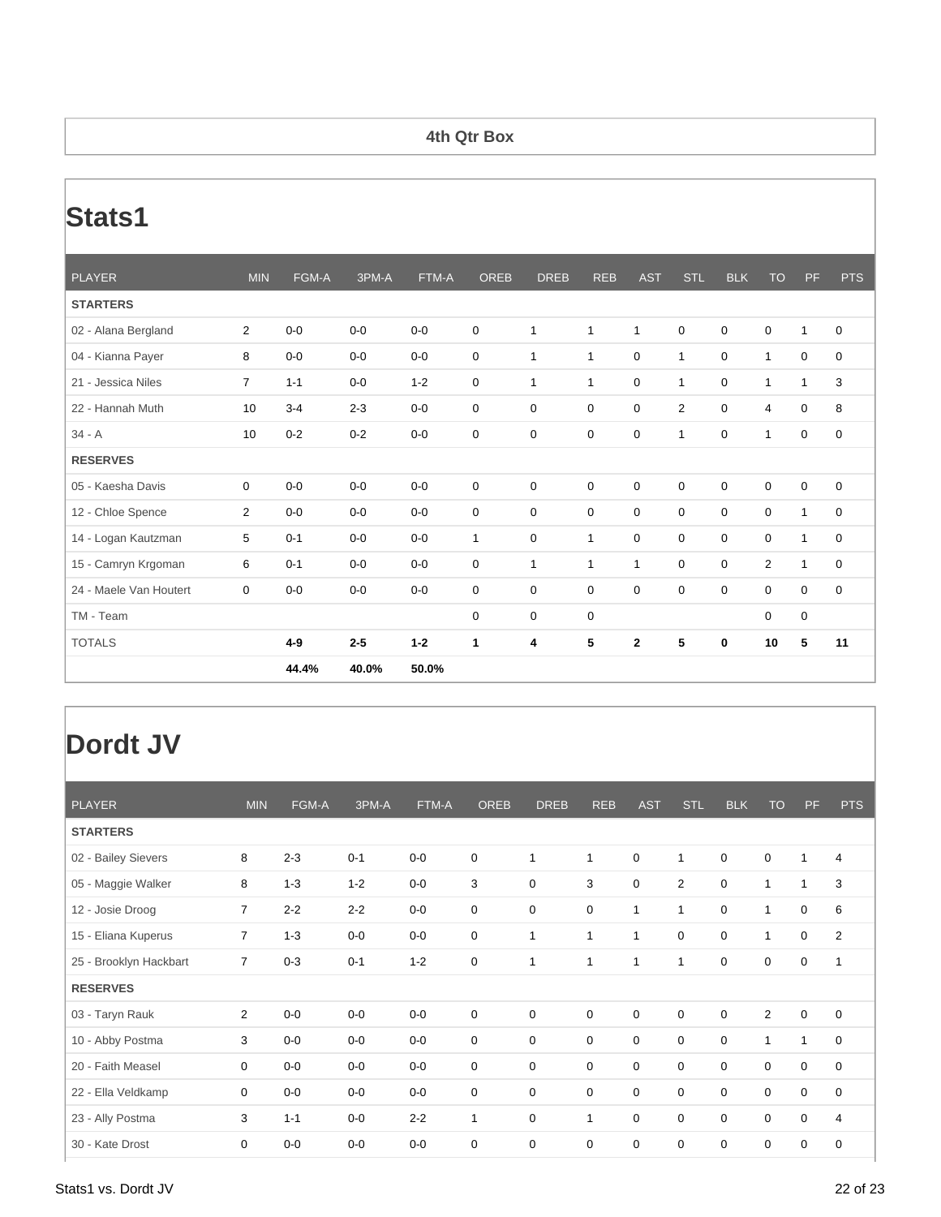4th Qtr Box

# Stats1

| PLAYER | MIN | FGM-A | 3PM-A | FTM-A | OREB | DREB | REB | AST | STL | BLK | TO | PF | PTS |
|---|---|---|---|---|---|---|---|---|---|---|---|---|---|
| **STARTERS** | | | | | | | | | | | | | |
| 02 - Alana Bergland | 2 | 0-0 | 0-0 | 0-0 | 0 | 1 | 1 | 1 | 0 | 0 | 0 | 1 | 0 |
| 04 - Kianna Payer | 8 | 0-0 | 0-0 | 0-0 | 0 | 1 | 1 | 0 | 1 | 0 | 1 | 0 | 0 |
| 21 - Jessica Niles | 7 | 1-1 | 0-0 | 1-2 | 0 | 1 | 1 | 0 | 1 | 0 | 1 | 1 | 3 |
| 22 - Hannah Muth | 10 | 3-4 | 2-3 | 0-0 | 0 | 0 | 0 | 0 | 2 | 0 | 4 | 0 | 8 |
| 34 - A | 10 | 0-2 | 0-2 | 0-0 | 0 | 0 | 0 | 0 | 1 | 0 | 1 | 0 | 0 |
| **RESERVES** | | | | | | | | | | | | | |
| 05 - Kaesha Davis | 0 | 0-0 | 0-0 | 0-0 | 0 | 0 | 0 | 0 | 0 | 0 | 0 | 0 | 0 |
| 12 - Chloe Spence | 2 | 0-0 | 0-0 | 0-0 | 0 | 0 | 0 | 0 | 0 | 0 | 0 | 1 | 0 |
| 14 - Logan Kautzman | 5 | 0-1 | 0-0 | 0-0 | 1 | 0 | 1 | 0 | 0 | 0 | 0 | 1 | 0 |
| 15 - Camryn Krgoman | 6 | 0-1 | 0-0 | 0-0 | 0 | 1 | 1 | 1 | 0 | 0 | 2 | 1 | 0 |
| 24 - Maele Van Houtert | 0 | 0-0 | 0-0 | 0-0 | 0 | 0 | 0 | 0 | 0 | 0 | 0 | 0 | 0 |
| TM - Team | | | | | 0 | 0 | 0 | | | | 0 | 0 | |
| TOTALS | | **4-9** | **2-5** | **1-2** | **1** | **4** | **5** | **2** | **5** | **0** | **10** | **5** | **11** |
| | | **44.4%** | **40.0%** | **50.0%** | | | | | | | | | |

# Dordt JV

| PLAYER | MIN | FGM-A | 3PM-A | FTM-A | OREB | DREB | REB | AST | STL | BLK | TO | PF | PTS |
|---|---|---|---|---|---|---|---|---|---|---|---|---|---|
| **STARTERS** | | | | | | | | | | | | | |
| 02 - Bailey Sievers | 8 | 2-3 | 0-1 | 0-0 | 0 | 1 | 1 | 0 | 1 | 0 | 0 | 1 | 4 |
| 05 - Maggie Walker | 8 | 1-3 | 1-2 | 0-0 | 3 | 0 | 3 | 0 | 2 | 0 | 1 | 1 | 3 |
| 12 - Josie Droog | 7 | 2-2 | 2-2 | 0-0 | 0 | 0 | 0 | 1 | 1 | 0 | 1 | 0 | 6 |
| 15 - Eliana Kuperus | 7 | 1-3 | 0-0 | 0-0 | 0 | 1 | 1 | 1 | 0 | 0 | 1 | 0 | 2 |
| 25 - Brooklyn Hackbart | 7 | 0-3 | 0-1 | 1-2 | 0 | 1 | 1 | 1 | 1 | 0 | 0 | 0 | 1 |
| **RESERVES** | | | | | | | | | | | | | |
| 03 - Taryn Rauk | 2 | 0-0 | 0-0 | 0-0 | 0 | 0 | 0 | 0 | 0 | 0 | 2 | 0 | 0 |
| 10 - Abby Postma | 3 | 0-0 | 0-0 | 0-0 | 0 | 0 | 0 | 0 | 0 | 0 | 1 | 1 | 0 |
| 20 - Faith Measel | 0 | 0-0 | 0-0 | 0-0 | 0 | 0 | 0 | 0 | 0 | 0 | 0 | 0 | 0 |
| 22 - Ella Veldkamp | 0 | 0-0 | 0-0 | 0-0 | 0 | 0 | 0 | 0 | 0 | 0 | 0 | 0 | 0 |
| 23 - Ally Postma | 3 | 1-1 | 0-0 | 2-2 | 1 | 0 | 1 | 0 | 0 | 0 | 0 | 0 | 4 |
| 30 - Kate Drost | 0 | 0-0 | 0-0 | 0-0 | 0 | 0 | 0 | 0 | 0 | 0 | 0 | 0 | 0 |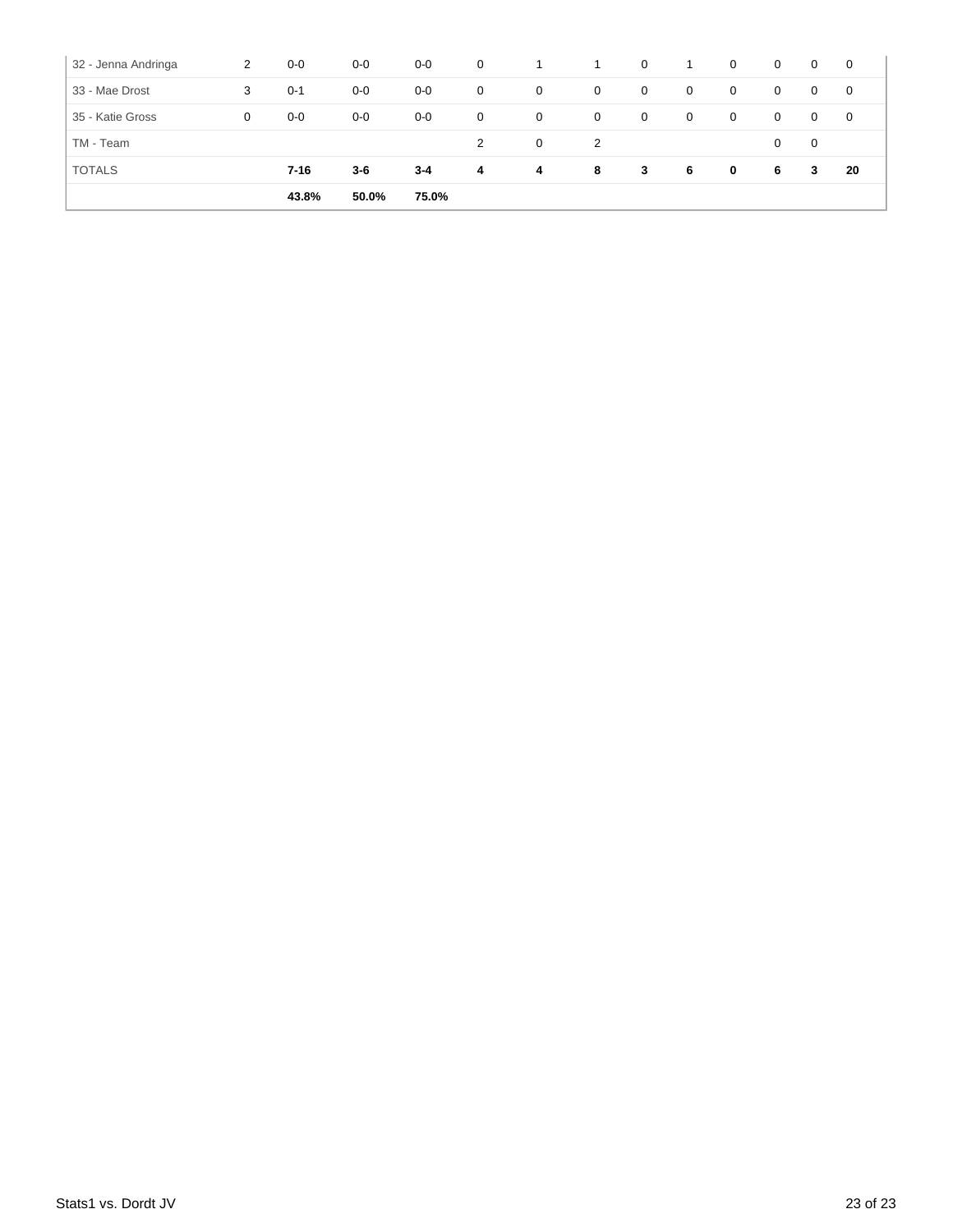| | | | | | | | | | | | | | |
|---|---|---|---|---|---|---|---|---|---|---|---|---|---|
| 32 - Jenna Andringa | 2 | 0-0 | 0-0 | 0-0 | 0 | 1 | 1 | 0 | 1 | 0 | 0 | 0 | 0 |
| 33 - Mae Drost | 3 | 0-1 | 0-0 | 0-0 | 0 | 0 | 0 | 0 | 0 | 0 | 0 | 0 | 0 |
| 35 - Katie Gross | 0 | 0-0 | 0-0 | 0-0 | 0 | 0 | 0 | 0 | 0 | 0 | 0 | 0 | 0 |
| TM - Team | | | | | 2 | 0 | 2 | | | | 0 | 0 | |
| TOTALS | | **7-16** | **3-6** | **3-4** | **4** | **4** | **8** | **3** | **6** | **0** | **6** | **3** | **20** |
| | | **43.8%** | **50.0%** | **75.0%** | | | | | | | | | |